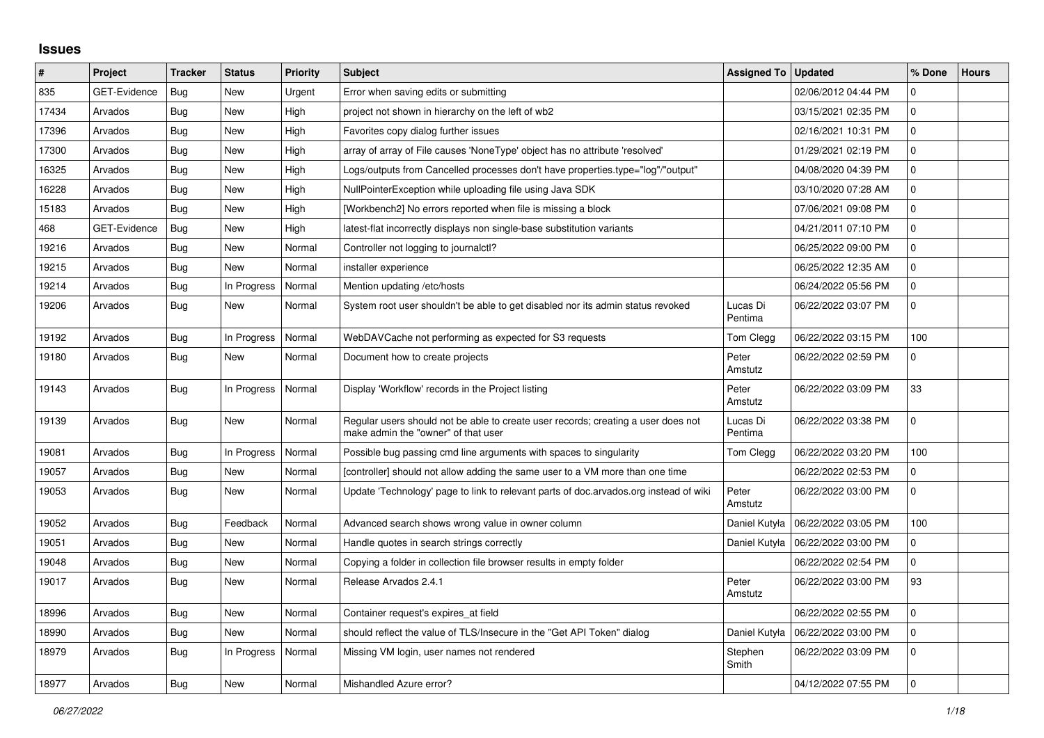# Issues

| # | Project | Tracker | Status | Priority | Subject | Assigned To | Updated | % Done | Hours |
|---|---|---|---|---|---|---|---|---|---|
| 835 | GET-Evidence | Bug | New | Urgent | Error when saving edits or submitting | | 02/06/2012 04:44 PM | 0 | |
| 17434 | Arvados | Bug | New | High | project not shown in hierarchy on the left of wb2 | | 03/15/2021 02:35 PM | 0 | |
| 17396 | Arvados | Bug | New | High | Favorites copy dialog further issues | | 02/16/2021 10:31 PM | 0 | |
| 17300 | Arvados | Bug | New | High | array of array of File causes 'NoneType' object has no attribute 'resolved' | | 01/29/2021 02:19 PM | 0 | |
| 16325 | Arvados | Bug | New | High | Logs/outputs from Cancelled processes don't have properties.type="log"/"output" | | 04/08/2020 04:39 PM | 0 | |
| 16228 | Arvados | Bug | New | High | NullPointerException while uploading file using Java SDK | | 03/10/2020 07:28 AM | 0 | |
| 15183 | Arvados | Bug | New | High | [Workbench2] No errors reported when file is missing a block | | 07/06/2021 09:08 PM | 0 | |
| 468 | GET-Evidence | Bug | New | High | latest-flat incorrectly displays non single-base substitution variants | | 04/21/2011 07:10 PM | 0 | |
| 19216 | Arvados | Bug | New | Normal | Controller not logging to journalctl? | | 06/25/2022 09:00 PM | 0 | |
| 19215 | Arvados | Bug | New | Normal | installer experience | | 06/25/2022 12:35 AM | 0 | |
| 19214 | Arvados | Bug | In Progress | Normal | Mention updating /etc/hosts | | 06/24/2022 05:56 PM | 0 | |
| 19206 | Arvados | Bug | New | Normal | System root user shouldn't be able to get disabled nor its admin status revoked | Lucas Di Pentima | 06/22/2022 03:07 PM | 0 | |
| 19192 | Arvados | Bug | In Progress | Normal | WebDAVCache not performing as expected for S3 requests | Tom Clegg | 06/22/2022 03:15 PM | 100 | |
| 19180 | Arvados | Bug | New | Normal | Document how to create projects | Peter Amstutz | 06/22/2022 02:59 PM | 0 | |
| 19143 | Arvados | Bug | In Progress | Normal | Display 'Workflow' records in the Project listing | Peter Amstutz | 06/22/2022 03:09 PM | 33 | |
| 19139 | Arvados | Bug | New | Normal | Regular users should not be able to create user records; creating a user does not make admin the "owner" of that user | Lucas Di Pentima | 06/22/2022 03:38 PM | 0 | |
| 19081 | Arvados | Bug | In Progress | Normal | Possible bug passing cmd line arguments with spaces to singularity | Tom Clegg | 06/22/2022 03:20 PM | 100 | |
| 19057 | Arvados | Bug | New | Normal | [controller] should not allow adding the same user to a VM more than one time | | 06/22/2022 02:53 PM | 0 | |
| 19053 | Arvados | Bug | New | Normal | Update 'Technology' page to link to relevant parts of doc.arvados.org instead of wiki | Peter Amstutz | 06/22/2022 03:00 PM | 0 | |
| 19052 | Arvados | Bug | Feedback | Normal | Advanced search shows wrong value in owner column | Daniel Kutyła | 06/22/2022 03:05 PM | 100 | |
| 19051 | Arvados | Bug | New | Normal | Handle quotes in search strings correctly | Daniel Kutyła | 06/22/2022 03:00 PM | 0 | |
| 19048 | Arvados | Bug | New | Normal | Copying a folder in collection file browser results in empty folder | | 06/22/2022 02:54 PM | 0 | |
| 19017 | Arvados | Bug | New | Normal | Release Arvados 2.4.1 | Peter Amstutz | 06/22/2022 03:00 PM | 93 | |
| 18996 | Arvados | Bug | New | Normal | Container request's expires_at field | | 06/22/2022 02:55 PM | 0 | |
| 18990 | Arvados | Bug | New | Normal | should reflect the value of TLS/Insecure in the "Get API Token" dialog | Daniel Kutyła | 06/22/2022 03:00 PM | 0 | |
| 18979 | Arvados | Bug | In Progress | Normal | Missing VM login, user names not rendered | Stephen Smith | 06/22/2022 03:09 PM | 0 | |
| 18977 | Arvados | Bug | New | Normal | Mishandled Azure error? | | 04/12/2022 07:55 PM | 0 | |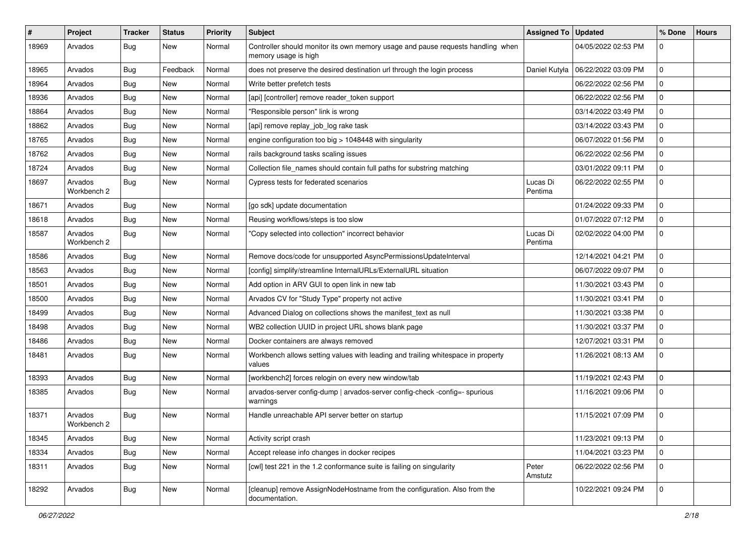| # | Project | Tracker | Status | Priority | Subject | Assigned To | Updated | % Done | Hours |
|---|---|---|---|---|---|---|---|---|---|
| 18969 | Arvados | Bug | New | Normal | Controller should monitor its own memory usage and pause requests handling when memory usage is high | | 04/05/2022 02:53 PM | 0 | |
| 18965 | Arvados | Bug | Feedback | Normal | does not preserve the desired destination url through the login process | Daniel Kutyła | 06/22/2022 03:09 PM | 0 | |
| 18964 | Arvados | Bug | New | Normal | Write better prefetch tests | | 06/22/2022 02:56 PM | 0 | |
| 18936 | Arvados | Bug | New | Normal | [api] [controller] remove reader_token support | | 06/22/2022 02:56 PM | 0 | |
| 18864 | Arvados | Bug | New | Normal | "Responsible person" link is wrong | | 03/14/2022 03:49 PM | 0 | |
| 18862 | Arvados | Bug | New | Normal | [api] remove replay_job_log rake task | | 03/14/2022 03:43 PM | 0 | |
| 18765 | Arvados | Bug | New | Normal | engine configuration too big > 1048448 with singularity | | 06/07/2022 01:56 PM | 0 | |
| 18762 | Arvados | Bug | New | Normal | rails background tasks scaling issues | | 06/22/2022 02:56 PM | 0 | |
| 18724 | Arvados | Bug | New | Normal | Collection file_names should contain full paths for substring matching | | 03/01/2022 09:11 PM | 0 | |
| 18697 | Arvados Workbench 2 | Bug | New | Normal | Cypress tests for federated scenarios | Lucas Di Pentima | 06/22/2022 02:55 PM | 0 | |
| 18671 | Arvados | Bug | New | Normal | [go sdk] update documentation | | 01/24/2022 09:33 PM | 0 | |
| 18618 | Arvados | Bug | New | Normal | Reusing workflows/steps is too slow | | 01/07/2022 07:12 PM | 0 | |
| 18587 | Arvados Workbench 2 | Bug | New | Normal | "Copy selected into collection" incorrect behavior | Lucas Di Pentima | 02/02/2022 04:00 PM | 0 | |
| 18586 | Arvados | Bug | New | Normal | Remove docs/code for unsupported AsyncPermissionsUpdateInterval | | 12/14/2021 04:21 PM | 0 | |
| 18563 | Arvados | Bug | New | Normal | [config] simplify/streamline InternalURLs/ExternalURL situation | | 06/07/2022 09:07 PM | 0 | |
| 18501 | Arvados | Bug | New | Normal | Add option in ARV GUI to open link in new tab | | 11/30/2021 03:43 PM | 0 | |
| 18500 | Arvados | Bug | New | Normal | Arvados CV for "Study Type" property not active | | 11/30/2021 03:41 PM | 0 | |
| 18499 | Arvados | Bug | New | Normal | Advanced Dialog on collections shows the manifest_text as null | | 11/30/2021 03:38 PM | 0 | |
| 18498 | Arvados | Bug | New | Normal | WB2 collection UUID in project URL shows blank page | | 11/30/2021 03:37 PM | 0 | |
| 18486 | Arvados | Bug | New | Normal | Docker containers are always removed | | 12/07/2021 03:31 PM | 0 | |
| 18481 | Arvados | Bug | New | Normal | Workbench allows setting values with leading and trailing whitespace in property values | | 11/26/2021 08:13 AM | 0 | |
| 18393 | Arvados | Bug | New | Normal | [workbench2] forces relogin on every new window/tab | | 11/19/2021 02:43 PM | 0 | |
| 18385 | Arvados | Bug | New | Normal | arvados-server config-dump \| arvados-server config-check -config=- spurious warnings | | 11/16/2021 09:06 PM | 0 | |
| 18371 | Arvados Workbench 2 | Bug | New | Normal | Handle unreachable API server better on startup | | 11/15/2021 07:09 PM | 0 | |
| 18345 | Arvados | Bug | New | Normal | Activity script crash | | 11/23/2021 09:13 PM | 0 | |
| 18334 | Arvados | Bug | New | Normal | Accept release info changes in docker recipes | | 11/04/2021 03:23 PM | 0 | |
| 18311 | Arvados | Bug | New | Normal | [cwl] test 221 in the 1.2 conformance suite is failing on singularity | Peter Amstutz | 06/22/2022 02:56 PM | 0 | |
| 18292 | Arvados | Bug | New | Normal | [cleanup] remove AssignNodeHostname from the configuration. Also from the documentation. | | 10/22/2021 09:24 PM | 0 | |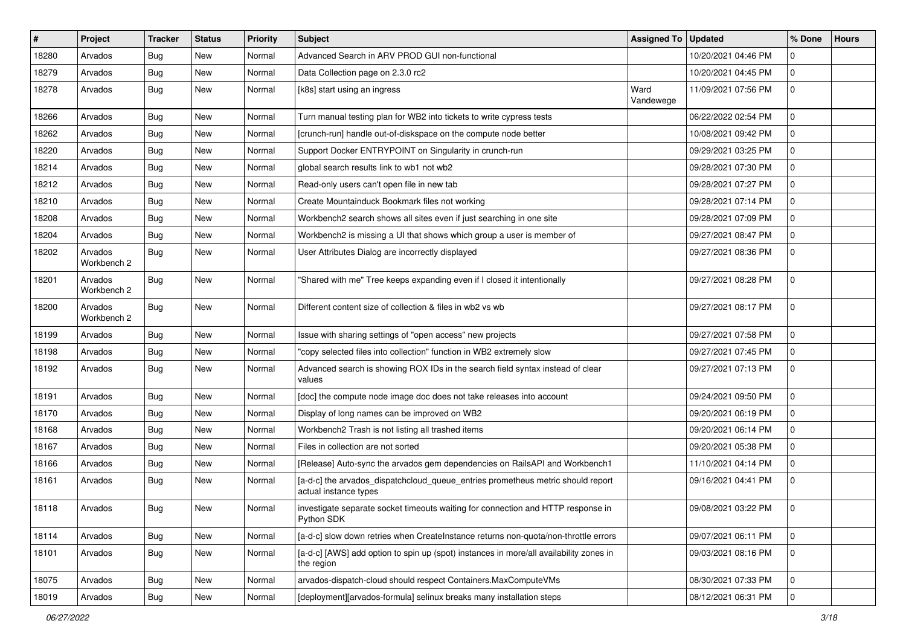| # | Project | Tracker | Status | Priority | Subject | Assigned To | Updated | % Done | Hours |
|---|---|---|---|---|---|---|---|---|---|
| 18280 | Arvados | Bug | New | Normal | Advanced Search in ARV PROD GUI non-functional | | 10/20/2021 04:46 PM | 0 | |
| 18279 | Arvados | Bug | New | Normal | Data Collection page on 2.3.0 rc2 | | 10/20/2021 04:45 PM | 0 | |
| 18278 | Arvados | Bug | New | Normal | [k8s] start using an ingress | Ward Vandewege | 11/09/2021 07:56 PM | 0 | |
| 18266 | Arvados | Bug | New | Normal | Turn manual testing plan for WB2 into tickets to write cypress tests | | 06/22/2022 02:54 PM | 0 | |
| 18262 | Arvados | Bug | New | Normal | [crunch-run] handle out-of-diskspace on the compute node better | | 10/08/2021 09:42 PM | 0 | |
| 18220 | Arvados | Bug | New | Normal | Support Docker ENTRYPOINT on Singularity in crunch-run | | 09/29/2021 03:25 PM | 0 | |
| 18214 | Arvados | Bug | New | Normal | global search results link to wb1 not wb2 | | 09/28/2021 07:30 PM | 0 | |
| 18212 | Arvados | Bug | New | Normal | Read-only users can't open file in new tab | | 09/28/2021 07:27 PM | 0 | |
| 18210 | Arvados | Bug | New | Normal | Create Mountainduck Bookmark files not working | | 09/28/2021 07:14 PM | 0 | |
| 18208 | Arvados | Bug | New | Normal | Workbench2 search shows all sites even if just searching in one site | | 09/28/2021 07:09 PM | 0 | |
| 18204 | Arvados | Bug | New | Normal | Workbench2 is missing a UI that shows which group a user is member of | | 09/27/2021 08:47 PM | 0 | |
| 18202 | Arvados Workbench 2 | Bug | New | Normal | User Attributes Dialog are incorrectly displayed | | 09/27/2021 08:36 PM | 0 | |
| 18201 | Arvados Workbench 2 | Bug | New | Normal | "Shared with me" Tree keeps expanding even if I closed it intentionally | | 09/27/2021 08:28 PM | 0 | |
| 18200 | Arvados Workbench 2 | Bug | New | Normal | Different content size of collection & files in wb2 vs wb | | 09/27/2021 08:17 PM | 0 | |
| 18199 | Arvados | Bug | New | Normal | Issue with sharing settings of "open access" new projects | | 09/27/2021 07:58 PM | 0 | |
| 18198 | Arvados | Bug | New | Normal | "copy selected files into collection" function in WB2 extremely slow | | 09/27/2021 07:45 PM | 0 | |
| 18192 | Arvados | Bug | New | Normal | Advanced search is showing ROX IDs in the search field syntax instead of clear values | | 09/27/2021 07:13 PM | 0 | |
| 18191 | Arvados | Bug | New | Normal | [doc] the compute node image doc does not take releases into account | | 09/24/2021 09:50 PM | 0 | |
| 18170 | Arvados | Bug | New | Normal | Display of long names can be improved on WB2 | | 09/20/2021 06:19 PM | 0 | |
| 18168 | Arvados | Bug | New | Normal | Workbench2 Trash is not listing all trashed items | | 09/20/2021 06:14 PM | 0 | |
| 18167 | Arvados | Bug | New | Normal | Files in collection are not sorted | | 09/20/2021 05:38 PM | 0 | |
| 18166 | Arvados | Bug | New | Normal | [Release] Auto-sync the arvados gem dependencies on RailsAPI and Workbench1 | | 11/10/2021 04:14 PM | 0 | |
| 18161 | Arvados | Bug | New | Normal | [a-d-c] the arvados_dispatchcloud_queue_entries prometheus metric should report actual instance types | | 09/16/2021 04:41 PM | 0 | |
| 18118 | Arvados | Bug | New | Normal | investigate separate socket timeouts waiting for connection and HTTP response in Python SDK | | 09/08/2021 03:22 PM | 0 | |
| 18114 | Arvados | Bug | New | Normal | [a-d-c] slow down retries when CreateInstance returns non-quota/non-throttle errors | | 09/07/2021 06:11 PM | 0 | |
| 18101 | Arvados | Bug | New | Normal | [a-d-c] [AWS] add option to spin up (spot) instances in more/all availability zones in the region | | 09/03/2021 08:16 PM | 0 | |
| 18075 | Arvados | Bug | New | Normal | arvados-dispatch-cloud should respect Containers.MaxComputeVMs | | 08/30/2021 07:33 PM | 0 | |
| 18019 | Arvados | Bug | New | Normal | [deployment][arvados-formula] selinux breaks many installation steps | | 08/12/2021 06:31 PM | 0 | |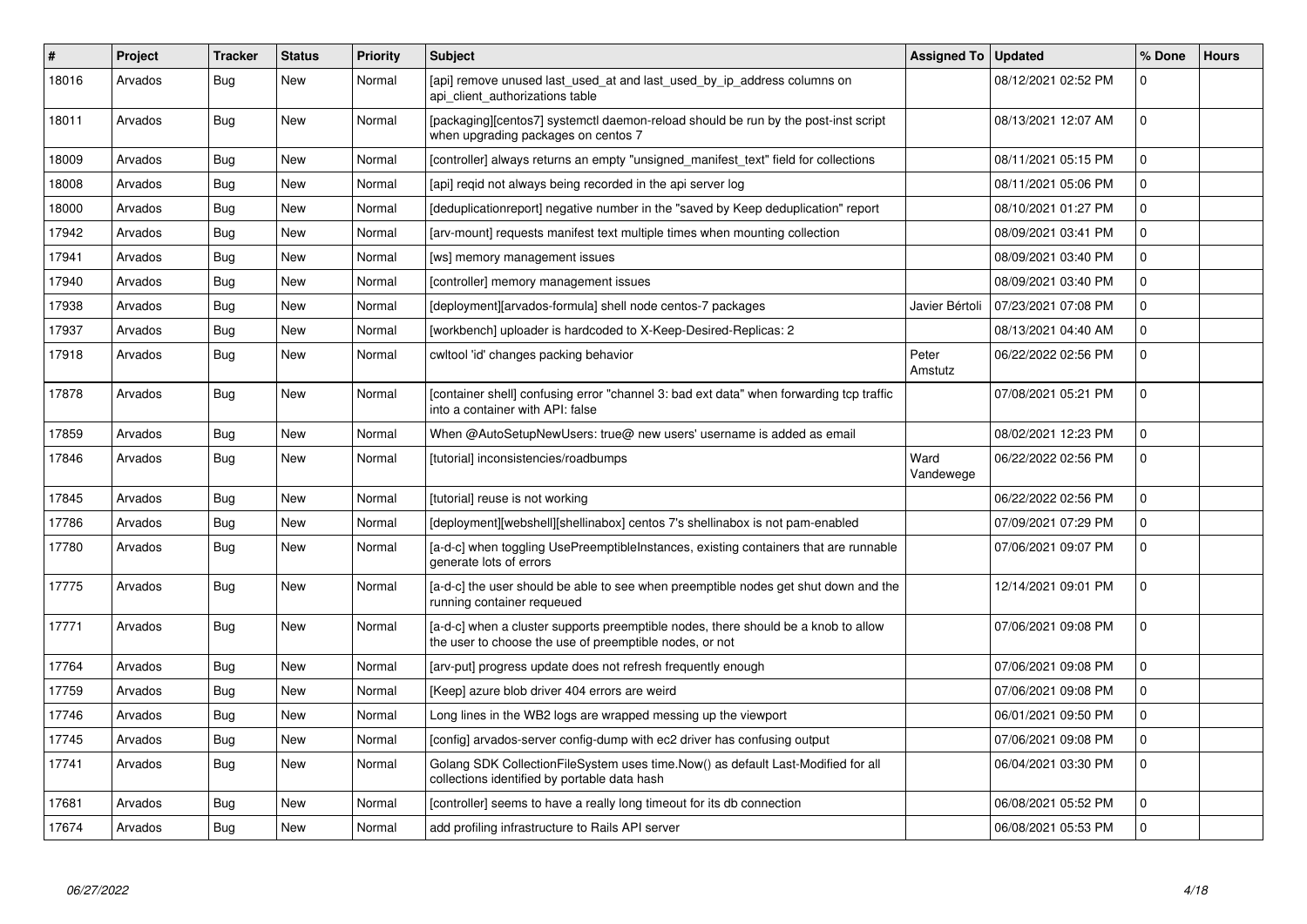| # | Project | Tracker | Status | Priority | Subject | Assigned To | Updated | % Done | Hours |
|---|---|---|---|---|---|---|---|---|---|
| 18016 | Arvados | Bug | New | Normal | [api] remove unused last_used_at and last_used_by_ip_address columns on api_client_authorizations table | | 08/12/2021 02:52 PM | 0 | |
| 18011 | Arvados | Bug | New | Normal | [packaging][centos7] systemctl daemon-reload should be run by the post-inst script when upgrading packages on centos 7 | | 08/13/2021 12:07 AM | 0 | |
| 18009 | Arvados | Bug | New | Normal | [controller] always returns an empty "unsigned_manifest_text" field for collections | | 08/11/2021 05:15 PM | 0 | |
| 18008 | Arvados | Bug | New | Normal | [api] reqid not always being recorded in the api server log | | 08/11/2021 05:06 PM | 0 | |
| 18000 | Arvados | Bug | New | Normal | [deduplicationreport] negative number in the "saved by Keep deduplication" report | | 08/10/2021 01:27 PM | 0 | |
| 17942 | Arvados | Bug | New | Normal | [arv-mount] requests manifest text multiple times when mounting collection | | 08/09/2021 03:41 PM | 0 | |
| 17941 | Arvados | Bug | New | Normal | [ws] memory management issues | | 08/09/2021 03:40 PM | 0 | |
| 17940 | Arvados | Bug | New | Normal | [controller] memory management issues | | 08/09/2021 03:40 PM | 0 | |
| 17938 | Arvados | Bug | New | Normal | [deployment][arvados-formula] shell node centos-7 packages | Javier Bértoli | 07/23/2021 07:08 PM | 0 | |
| 17937 | Arvados | Bug | New | Normal | [workbench] uploader is hardcoded to X-Keep-Desired-Replicas: 2 | | 08/13/2021 04:40 AM | 0 | |
| 17918 | Arvados | Bug | New | Normal | cwltool 'id' changes packing behavior | Peter Amstutz | 06/22/2022 02:56 PM | 0 | |
| 17878 | Arvados | Bug | New | Normal | [container shell] confusing error "channel 3: bad ext data" when forwarding tcp traffic into a container with API: false | | 07/08/2021 05:21 PM | 0 | |
| 17859 | Arvados | Bug | New | Normal | When @AutoSetupNewUsers: true@ new users' username is added as email | | 08/02/2021 12:23 PM | 0 | |
| 17846 | Arvados | Bug | New | Normal | [tutorial] inconsistencies/roadbumps | Ward Vandewege | 06/22/2022 02:56 PM | 0 | |
| 17845 | Arvados | Bug | New | Normal | [tutorial] reuse is not working | | 06/22/2022 02:56 PM | 0 | |
| 17786 | Arvados | Bug | New | Normal | [deployment][webshell][shellinabox] centos 7's shellinabox is not pam-enabled | | 07/09/2021 07:29 PM | 0 | |
| 17780 | Arvados | Bug | New | Normal | [a-d-c] when toggling UsePreemptibleInstances, existing containers that are runnable generate lots of errors | | 07/06/2021 09:07 PM | 0 | |
| 17775 | Arvados | Bug | New | Normal | [a-d-c] the user should be able to see when preemptible nodes get shut down and the running container requeued | | 12/14/2021 09:01 PM | 0 | |
| 17771 | Arvados | Bug | New | Normal | [a-d-c] when a cluster supports preemptible nodes, there should be a knob to allow the user to choose the use of preemptible nodes, or not | | 07/06/2021 09:08 PM | 0 | |
| 17764 | Arvados | Bug | New | Normal | [arv-put] progress update does not refresh frequently enough | | 07/06/2021 09:08 PM | 0 | |
| 17759 | Arvados | Bug | New | Normal | [Keep] azure blob driver 404 errors are weird | | 07/06/2021 09:08 PM | 0 | |
| 17746 | Arvados | Bug | New | Normal | Long lines in the WB2 logs are wrapped messing up the viewport | | 06/01/2021 09:50 PM | 0 | |
| 17745 | Arvados | Bug | New | Normal | [config] arvados-server config-dump with ec2 driver has confusing output | | 07/06/2021 09:08 PM | 0 | |
| 17741 | Arvados | Bug | New | Normal | Golang SDK CollectionFileSystem uses time.Now() as default Last-Modified for all collections identified by portable data hash | | 06/04/2021 03:30 PM | 0 | |
| 17681 | Arvados | Bug | New | Normal | [controller] seems to have a really long timeout for its db connection | | 06/08/2021 05:52 PM | 0 | |
| 17674 | Arvados | Bug | New | Normal | add profiling infrastructure to Rails API server | | 06/08/2021 05:53 PM | 0 | |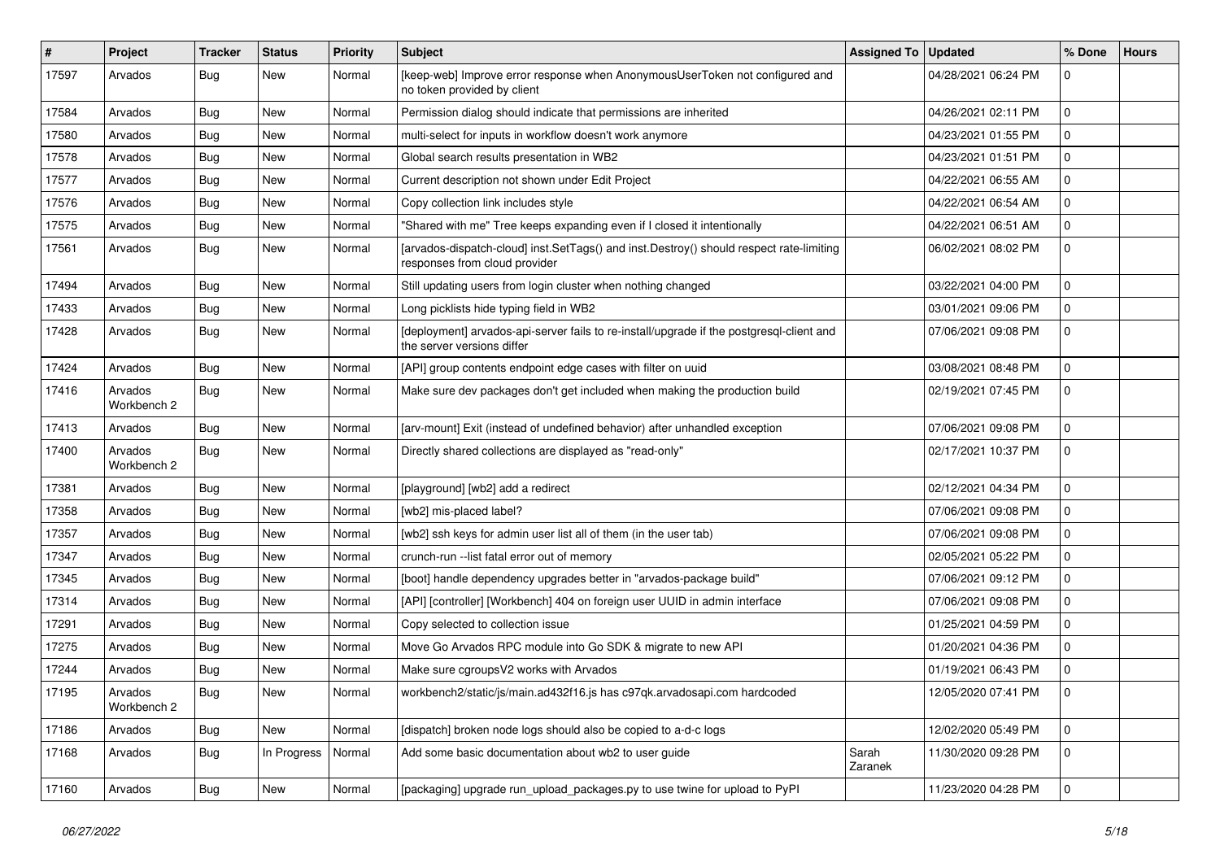| # | Project | Tracker | Status | Priority | Subject | Assigned To | Updated | % Done | Hours |
| --- | --- | --- | --- | --- | --- | --- | --- | --- | --- |
| 17597 | Arvados | Bug | New | Normal | [keep-web] Improve error response when AnonymousUserToken not configured and no token provided by client | | 04/28/2021 06:24 PM | 0 | |
| 17584 | Arvados | Bug | New | Normal | Permission dialog should indicate that permissions are inherited | | 04/26/2021 02:11 PM | 0 | |
| 17580 | Arvados | Bug | New | Normal | multi-select for inputs in workflow doesn't work anymore | | 04/23/2021 01:55 PM | 0 | |
| 17578 | Arvados | Bug | New | Normal | Global search results presentation in WB2 | | 04/23/2021 01:51 PM | 0 | |
| 17577 | Arvados | Bug | New | Normal | Current description not shown under Edit Project | | 04/22/2021 06:55 AM | 0 | |
| 17576 | Arvados | Bug | New | Normal | Copy collection link includes style | | 04/22/2021 06:54 AM | 0 | |
| 17575 | Arvados | Bug | New | Normal | "Shared with me" Tree keeps expanding even if I closed it intentionally | | 04/22/2021 06:51 AM | 0 | |
| 17561 | Arvados | Bug | New | Normal | [arvados-dispatch-cloud] inst.SetTags() and inst.Destroy() should respect rate-limiting responses from cloud provider | | 06/02/2021 08:02 PM | 0 | |
| 17494 | Arvados | Bug | New | Normal | Still updating users from login cluster when nothing changed | | 03/22/2021 04:00 PM | 0 | |
| 17433 | Arvados | Bug | New | Normal | Long picklists hide typing field in WB2 | | 03/01/2021 09:06 PM | 0 | |
| 17428 | Arvados | Bug | New | Normal | [deployment] arvados-api-server fails to re-install/upgrade if the postgresql-client and the server versions differ | | 07/06/2021 09:08 PM | 0 | |
| 17424 | Arvados | Bug | New | Normal | [API] group contents endpoint edge cases with filter on uuid | | 03/08/2021 08:48 PM | 0 | |
| 17416 | Arvados Workbench 2 | Bug | New | Normal | Make sure dev packages don't get included when making the production build | | 02/19/2021 07:45 PM | 0 | |
| 17413 | Arvados | Bug | New | Normal | [arv-mount] Exit (instead of undefined behavior) after unhandled exception | | 07/06/2021 09:08 PM | 0 | |
| 17400 | Arvados Workbench 2 | Bug | New | Normal | Directly shared collections are displayed as "read-only" | | 02/17/2021 10:37 PM | 0 | |
| 17381 | Arvados | Bug | New | Normal | [playground] [wb2] add a redirect | | 02/12/2021 04:34 PM | 0 | |
| 17358 | Arvados | Bug | New | Normal | [wb2] mis-placed label? | | 07/06/2021 09:08 PM | 0 | |
| 17357 | Arvados | Bug | New | Normal | [wb2] ssh keys for admin user list all of them (in the user tab) | | 07/06/2021 09:08 PM | 0 | |
| 17347 | Arvados | Bug | New | Normal | crunch-run --list fatal error out of memory | | 02/05/2021 05:22 PM | 0 | |
| 17345 | Arvados | Bug | New | Normal | [boot] handle dependency upgrades better in "arvados-package build" | | 07/06/2021 09:12 PM | 0 | |
| 17314 | Arvados | Bug | New | Normal | [API] [controller] [Workbench] 404 on foreign user UUID in admin interface | | 07/06/2021 09:08 PM | 0 | |
| 17291 | Arvados | Bug | New | Normal | Copy selected to collection issue | | 01/25/2021 04:59 PM | 0 | |
| 17275 | Arvados | Bug | New | Normal | Move Go Arvados RPC module into Go SDK & migrate to new API | | 01/20/2021 04:36 PM | 0 | |
| 17244 | Arvados | Bug | New | Normal | Make sure cgroupsV2 works with Arvados | | 01/19/2021 06:43 PM | 0 | |
| 17195 | Arvados Workbench 2 | Bug | New | Normal | workbench2/static/js/main.ad432f16.js has c97qk.arvadosapi.com hardcoded | | 12/05/2020 07:41 PM | 0 | |
| 17186 | Arvados | Bug | New | Normal | [dispatch] broken node logs should also be copied to a-d-c logs | | 12/02/2020 05:49 PM | 0 | |
| 17168 | Arvados | Bug | In Progress | Normal | Add some basic documentation about wb2 to user guide | Sarah Zaranek | 11/30/2020 09:28 PM | 0 | |
| 17160 | Arvados | Bug | New | Normal | [packaging] upgrade run_upload_packages.py to use twine for upload to PyPI | | 11/23/2020 04:28 PM | 0 | |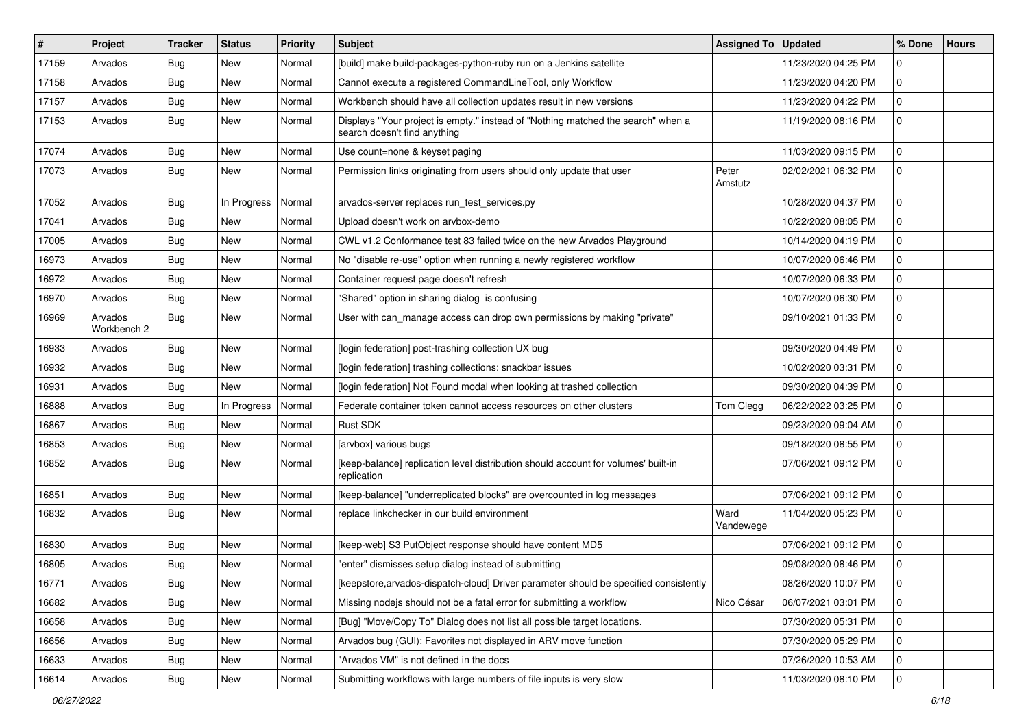| # | Project | Tracker | Status | Priority | Subject | Assigned To | Updated | % Done | Hours |
|---|---|---|---|---|---|---|---|---|---|
| 17159 | Arvados | Bug | New | Normal | [build] make build-packages-python-ruby run on a Jenkins satellite | | 11/23/2020 04:25 PM | 0 | |
| 17158 | Arvados | Bug | New | Normal | Cannot execute a registered CommandLineTool, only Workflow | | 11/23/2020 04:20 PM | 0 | |
| 17157 | Arvados | Bug | New | Normal | Workbench should have all collection updates result in new versions | | 11/23/2020 04:22 PM | 0 | |
| 17153 | Arvados | Bug | New | Normal | Displays "Your project is empty." instead of "Nothing matched the search" when a search doesn't find anything | | 11/19/2020 08:16 PM | 0 | |
| 17074 | Arvados | Bug | New | Normal | Use count=none & keyset paging | | 11/03/2020 09:15 PM | 0 | |
| 17073 | Arvados | Bug | New | Normal | Permission links originating from users should only update that user | Peter Amstutz | 02/02/2021 06:32 PM | 0 | |
| 17052 | Arvados | Bug | In Progress | Normal | arvados-server replaces run_test_services.py | | 10/28/2020 04:37 PM | 0 | |
| 17041 | Arvados | Bug | New | Normal | Upload doesn't work on arvbox-demo | | 10/22/2020 08:05 PM | 0 | |
| 17005 | Arvados | Bug | New | Normal | CWL v1.2 Conformance test 83 failed twice on the new Arvados Playground | | 10/14/2020 04:19 PM | 0 | |
| 16973 | Arvados | Bug | New | Normal | No "disable re-use" option when running a newly registered workflow | | 10/07/2020 06:46 PM | 0 | |
| 16972 | Arvados | Bug | New | Normal | Container request page doesn't refresh | | 10/07/2020 06:33 PM | 0 | |
| 16970 | Arvados | Bug | New | Normal | "Shared" option in sharing dialog is confusing | | 10/07/2020 06:30 PM | 0 | |
| 16969 | Arvados Workbench 2 | Bug | New | Normal | User with can_manage access can drop own permissions by making "private" | | 09/10/2021 01:33 PM | 0 | |
| 16933 | Arvados | Bug | New | Normal | [login federation] post-trashing collection UX bug | | 09/30/2020 04:49 PM | 0 | |
| 16932 | Arvados | Bug | New | Normal | [login federation] trashing collections: snackbar issues | | 10/02/2020 03:31 PM | 0 | |
| 16931 | Arvados | Bug | New | Normal | [login federation] Not Found modal when looking at trashed collection | | 09/30/2020 04:39 PM | 0 | |
| 16888 | Arvados | Bug | In Progress | Normal | Federate container token cannot access resources on other clusters | Tom Clegg | 06/22/2022 03:25 PM | 0 | |
| 16867 | Arvados | Bug | New | Normal | Rust SDK | | 09/23/2020 09:04 AM | 0 | |
| 16853 | Arvados | Bug | New | Normal | [arvbox] various bugs | | 09/18/2020 08:55 PM | 0 | |
| 16852 | Arvados | Bug | New | Normal | [keep-balance] replication level distribution should account for volumes' built-in replication | | 07/06/2021 09:12 PM | 0 | |
| 16851 | Arvados | Bug | New | Normal | [keep-balance] "underreplicated blocks" are overcounted in log messages | | 07/06/2021 09:12 PM | 0 | |
| 16832 | Arvados | Bug | New | Normal | replace linkchecker in our build environment | Ward Vandewege | 11/04/2020 05:23 PM | 0 | |
| 16830 | Arvados | Bug | New | Normal | [keep-web] S3 PutObject response should have content MD5 | | 07/06/2021 09:12 PM | 0 | |
| 16805 | Arvados | Bug | New | Normal | "enter" dismisses setup dialog instead of submitting | | 09/08/2020 08:46 PM | 0 | |
| 16771 | Arvados | Bug | New | Normal | [keepstore,arvados-dispatch-cloud] Driver parameter should be specified consistently | | 08/26/2020 10:07 PM | 0 | |
| 16682 | Arvados | Bug | New | Normal | Missing nodejs should not be a fatal error for submitting a workflow | Nico César | 06/07/2021 03:01 PM | 0 | |
| 16658 | Arvados | Bug | New | Normal | [Bug] "Move/Copy To" Dialog does not list all possible target locations. | | 07/30/2020 05:31 PM | 0 | |
| 16656 | Arvados | Bug | New | Normal | Arvados bug (GUI): Favorites not displayed in ARV move function | | 07/30/2020 05:29 PM | 0 | |
| 16633 | Arvados | Bug | New | Normal | "Arvados VM" is not defined in the docs | | 07/26/2020 10:53 AM | 0 | |
| 16614 | Arvados | Bug | New | Normal | Submitting workflows with large numbers of file inputs is very slow | | 11/03/2020 08:10 PM | 0 | |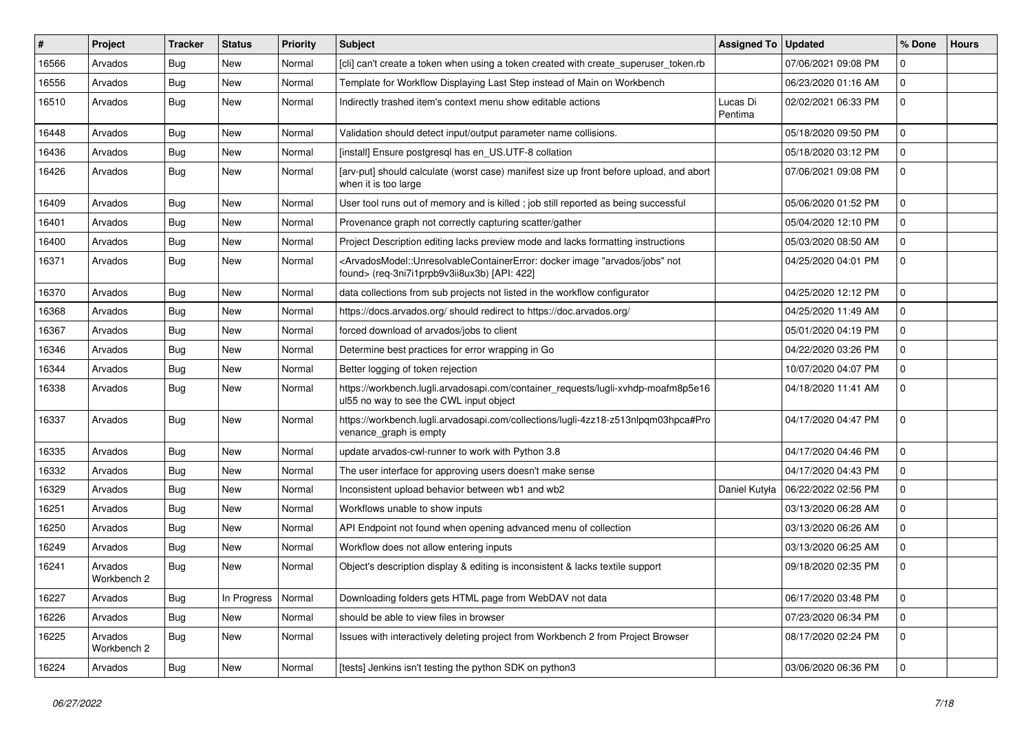| # | Project | Tracker | Status | Priority | Subject | Assigned To | Updated | % Done | Hours |
|---|---|---|---|---|---|---|---|---|---|
| 16566 | Arvados | Bug | New | Normal | [cli] can't create a token when using a token created with create_superuser_token.rb | | 07/06/2021 09:08 PM | 0 | |
| 16556 | Arvados | Bug | New | Normal | Template for Workflow Displaying Last Step instead of Main on Workbench | | 06/23/2020 01:16 AM | 0 | |
| 16510 | Arvados | Bug | New | Normal | Indirectly trashed item's context menu show editable actions | Lucas Di Pentima | 02/02/2021 06:33 PM | 0 | |
| 16448 | Arvados | Bug | New | Normal | Validation should detect input/output parameter name collisions. | | 05/18/2020 09:50 PM | 0 | |
| 16436 | Arvados | Bug | New | Normal | [install] Ensure postgresql has en_US.UTF-8 collation | | 05/18/2020 03:12 PM | 0 | |
| 16426 | Arvados | Bug | New | Normal | [arv-put] should calculate (worst case) manifest size up front before upload, and abort when it is too large | | 07/06/2021 09:08 PM | 0 | |
| 16409 | Arvados | Bug | New | Normal | User tool runs out of memory and is killed ; job still reported as being successful | | 05/06/2020 01:52 PM | 0 | |
| 16401 | Arvados | Bug | New | Normal | Provenance graph not correctly capturing scatter/gather | | 05/04/2020 12:10 PM | 0 | |
| 16400 | Arvados | Bug | New | Normal | Project Description editing lacks preview mode and lacks formatting instructions | | 05/03/2020 08:50 AM | 0 | |
| 16371 | Arvados | Bug | New | Normal | <ArvadosModel::UnresolvableContainerError: docker image "arvados/jobs" not found> (req-3ni7i1prpb9v3ii8ux3b) [API: 422] | | 04/25/2020 04:01 PM | 0 | |
| 16370 | Arvados | Bug | New | Normal | data collections from sub projects not listed in the workflow configurator | | 04/25/2020 12:12 PM | 0 | |
| 16368 | Arvados | Bug | New | Normal | https://docs.arvados.org/ should redirect to https://doc.arvados.org/ | | 04/25/2020 11:49 AM | 0 | |
| 16367 | Arvados | Bug | New | Normal | forced download of arvados/jobs to client | | 05/01/2020 04:19 PM | 0 | |
| 16346 | Arvados | Bug | New | Normal | Determine best practices for error wrapping in Go | | 04/22/2020 03:26 PM | 0 | |
| 16344 | Arvados | Bug | New | Normal | Better logging of token rejection | | 10/07/2020 04:07 PM | 0 | |
| 16338 | Arvados | Bug | New | Normal | https://workbench.lugli.arvadosapi.com/container_requests/lugli-xvhdp-moafm8p5e16ul55 no way to see the CWL input object | | 04/18/2020 11:41 AM | 0 | |
| 16337 | Arvados | Bug | New | Normal | https://workbench.lugli.arvadosapi.com/collections/lugli-4zz18-z513nlpqm03hpca#Provenance_graph is empty | | 04/17/2020 04:47 PM | 0 | |
| 16335 | Arvados | Bug | New | Normal | update arvados-cwl-runner to work with Python 3.8 | | 04/17/2020 04:46 PM | 0 | |
| 16332 | Arvados | Bug | New | Normal | The user interface for approving users doesn't make sense | | 04/17/2020 04:43 PM | 0 | |
| 16329 | Arvados | Bug | New | Normal | Inconsistent upload behavior between wb1 and wb2 | Daniel Kutyła | 06/22/2022 02:56 PM | 0 | |
| 16251 | Arvados | Bug | New | Normal | Workflows unable to show inputs | | 03/13/2020 06:28 AM | 0 | |
| 16250 | Arvados | Bug | New | Normal | API Endpoint not found when opening advanced menu of collection | | 03/13/2020 06:26 AM | 0 | |
| 16249 | Arvados | Bug | New | Normal | Workflow does not allow entering inputs | | 03/13/2020 06:25 AM | 0 | |
| 16241 | Arvados Workbench 2 | Bug | New | Normal | Object's description display & editing is inconsistent & lacks textile support | | 09/18/2020 02:35 PM | 0 | |
| 16227 | Arvados | Bug | In Progress | Normal | Downloading folders gets HTML page from WebDAV not data | | 06/17/2020 03:48 PM | 0 | |
| 16226 | Arvados | Bug | New | Normal | should be able to view files in browser | | 07/23/2020 06:34 PM | 0 | |
| 16225 | Arvados Workbench 2 | Bug | New | Normal | Issues with interactively deleting project from Workbench 2 from Project Browser | | 08/17/2020 02:24 PM | 0 | |
| 16224 | Arvados | Bug | New | Normal | [tests] Jenkins isn't testing the python SDK on python3 | | 03/06/2020 06:36 PM | 0 | |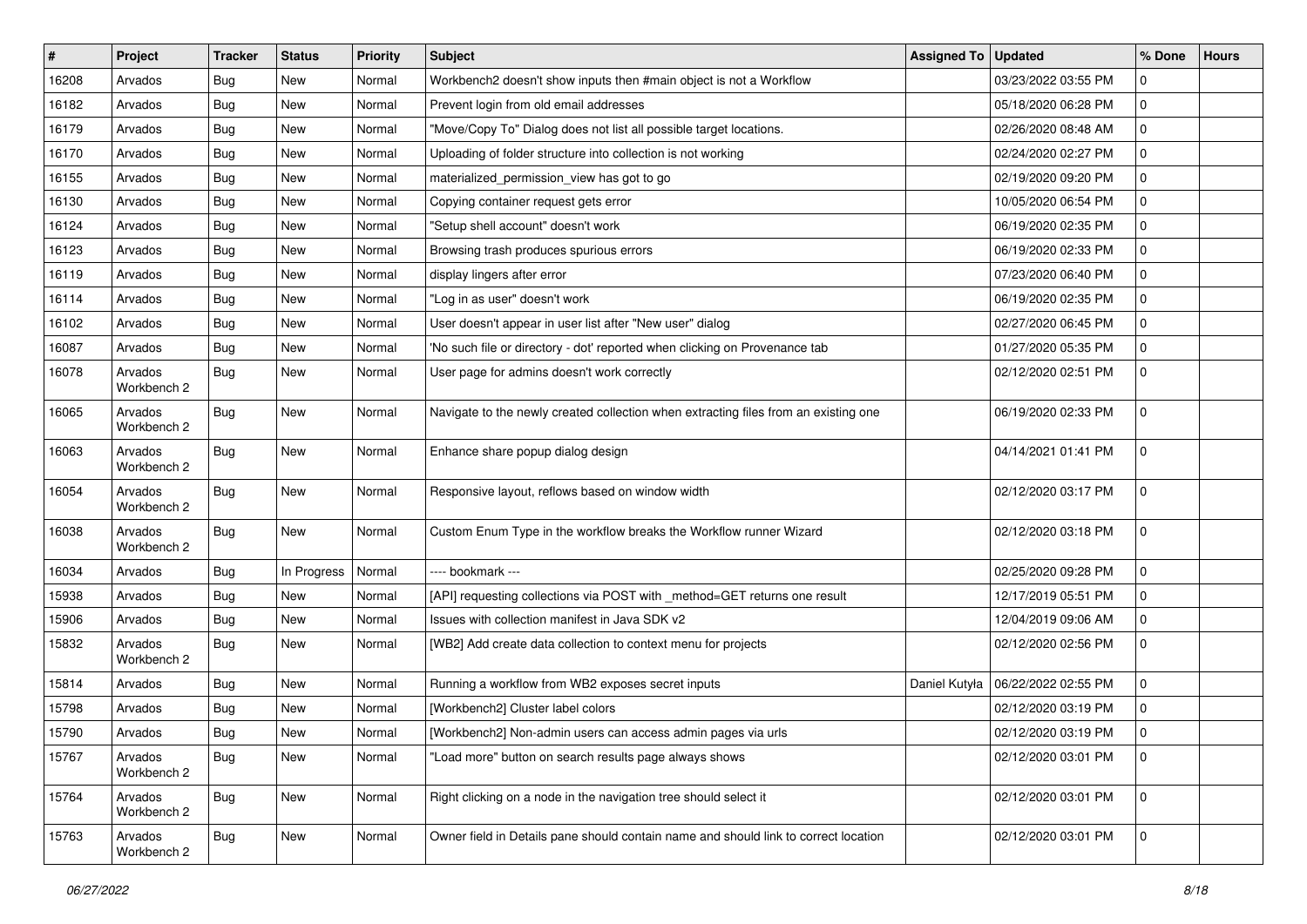| # | Project | Tracker | Status | Priority | Subject | Assigned To | Updated | % Done | Hours |
|---|---|---|---|---|---|---|---|---|---|
| 16208 | Arvados | Bug | New | Normal | Workbench2 doesn't show inputs then #main object is not a Workflow | | 03/23/2022 03:55 PM | 0 | |
| 16182 | Arvados | Bug | New | Normal | Prevent login from old email addresses | | 05/18/2020 06:28 PM | 0 | |
| 16179 | Arvados | Bug | New | Normal | "Move/Copy To" Dialog does not list all possible target locations. | | 02/26/2020 08:48 AM | 0 | |
| 16170 | Arvados | Bug | New | Normal | Uploading of folder structure into collection is not working | | 02/24/2020 02:27 PM | 0 | |
| 16155 | Arvados | Bug | New | Normal | materialized_permission_view has got to go | | 02/19/2020 09:20 PM | 0 | |
| 16130 | Arvados | Bug | New | Normal | Copying container request gets error | | 10/05/2020 06:54 PM | 0 | |
| 16124 | Arvados | Bug | New | Normal | "Setup shell account" doesn't work | | 06/19/2020 02:35 PM | 0 | |
| 16123 | Arvados | Bug | New | Normal | Browsing trash produces spurious errors | | 06/19/2020 02:33 PM | 0 | |
| 16119 | Arvados | Bug | New | Normal | display lingers after error | | 07/23/2020 06:40 PM | 0 | |
| 16114 | Arvados | Bug | New | Normal | "Log in as user" doesn't work | | 06/19/2020 02:35 PM | 0 | |
| 16102 | Arvados | Bug | New | Normal | User doesn't appear in user list after "New user" dialog | | 02/27/2020 06:45 PM | 0 | |
| 16087 | Arvados | Bug | New | Normal | 'No such file or directory - dot' reported when clicking on Provenance tab | | 01/27/2020 05:35 PM | 0 | |
| 16078 | Arvados Workbench 2 | Bug | New | Normal | User page for admins doesn't work correctly | | 02/12/2020 02:51 PM | 0 | |
| 16065 | Arvados Workbench 2 | Bug | New | Normal | Navigate to the newly created collection when extracting files from an existing one | | 06/19/2020 02:33 PM | 0 | |
| 16063 | Arvados Workbench 2 | Bug | New | Normal | Enhance share popup dialog design | | 04/14/2021 01:41 PM | 0 | |
| 16054 | Arvados Workbench 2 | Bug | New | Normal | Responsive layout, reflows based on window width | | 02/12/2020 03:17 PM | 0 | |
| 16038 | Arvados Workbench 2 | Bug | New | Normal | Custom Enum Type in the workflow breaks the Workflow runner Wizard | | 02/12/2020 03:18 PM | 0 | |
| 16034 | Arvados | Bug | In Progress | Normal | ---- bookmark --- | | 02/25/2020 09:28 PM | 0 | |
| 15938 | Arvados | Bug | New | Normal | [API] requesting collections via POST with _method=GET returns one result | | 12/17/2019 05:51 PM | 0 | |
| 15906 | Arvados | Bug | New | Normal | Issues with collection manifest in Java SDK v2 | | 12/04/2019 09:06 AM | 0 | |
| 15832 | Arvados Workbench 2 | Bug | New | Normal | [WB2] Add create data collection to context menu for projects | | 02/12/2020 02:56 PM | 0 | |
| 15814 | Arvados | Bug | New | Normal | Running a workflow from WB2 exposes secret inputs | Daniel Kutyła | 06/22/2022 02:55 PM | 0 | |
| 15798 | Arvados | Bug | New | Normal | [Workbench2] Cluster label colors | | 02/12/2020 03:19 PM | 0 | |
| 15790 | Arvados | Bug | New | Normal | [Workbench2] Non-admin users can access admin pages via urls | | 02/12/2020 03:19 PM | 0 | |
| 15767 | Arvados Workbench 2 | Bug | New | Normal | "Load more" button on search results page always shows | | 02/12/2020 03:01 PM | 0 | |
| 15764 | Arvados Workbench 2 | Bug | New | Normal | Right clicking on a node in the navigation tree should select it | | 02/12/2020 03:01 PM | 0 | |
| 15763 | Arvados Workbench 2 | Bug | New | Normal | Owner field in Details pane should contain name and should link to correct location | | 02/12/2020 03:01 PM | 0 | |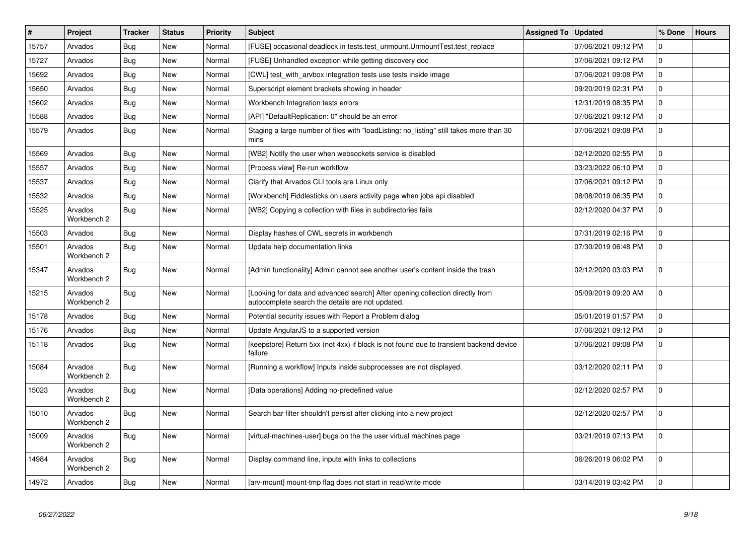| # | Project | Tracker | Status | Priority | Subject | Assigned To | Updated | % Done | Hours |
|---|---|---|---|---|---|---|---|---|---|
| 15757 | Arvados | Bug | New | Normal | [FUSE] occasional deadlock in tests.test_unmount.UnmountTest.test_replace | | 07/06/2021 09:12 PM | 0 | |
| 15727 | Arvados | Bug | New | Normal | [FUSE] Unhandled exception while getting discovery doc | | 07/06/2021 09:12 PM | 0 | |
| 15692 | Arvados | Bug | New | Normal | [CWL] test_with_arvbox integration tests use tests inside image | | 07/06/2021 09:08 PM | 0 | |
| 15650 | Arvados | Bug | New | Normal | Superscript element brackets showing in header | | 09/20/2019 02:31 PM | 0 | |
| 15602 | Arvados | Bug | New | Normal | Workbench Integration tests errors | | 12/31/2019 08:35 PM | 0 | |
| 15588 | Arvados | Bug | New | Normal | [API] "DefaultReplication: 0" should be an error | | 07/06/2021 09:12 PM | 0 | |
| 15579 | Arvados | Bug | New | Normal | Staging a large number of files with "loadListing: no_listing" still takes more than 30 mins | | 07/06/2021 09:08 PM | 0 | |
| 15569 | Arvados | Bug | New | Normal | [WB2] Notify the user when websockets service is disabled | | 02/12/2020 02:55 PM | 0 | |
| 15557 | Arvados | Bug | New | Normal | [Process view] Re-run workflow | | 03/23/2022 06:10 PM | 0 | |
| 15537 | Arvados | Bug | New | Normal | Clarify that Arvados CLI tools are Linux only | | 07/06/2021 09:12 PM | 0 | |
| 15532 | Arvados | Bug | New | Normal | [Workbench] Fiddlesticks on users activity page when jobs api disabled | | 08/08/2019 06:35 PM | 0 | |
| 15525 | Arvados Workbench 2 | Bug | New | Normal | [WB2] Copying a collection with files in subdirectories fails | | 02/12/2020 04:37 PM | 0 | |
| 15503 | Arvados | Bug | New | Normal | Display hashes of CWL secrets in workbench | | 07/31/2019 02:16 PM | 0 | |
| 15501 | Arvados Workbench 2 | Bug | New | Normal | Update help documentation links | | 07/30/2019 06:48 PM | 0 | |
| 15347 | Arvados Workbench 2 | Bug | New | Normal | [Admin functionality] Admin cannot see another user's content inside the trash | | 02/12/2020 03:03 PM | 0 | |
| 15215 | Arvados Workbench 2 | Bug | New | Normal | [Looking for data and advanced search] After opening collection directly from autocomplete search the details are not updated. | | 05/09/2019 09:20 AM | 0 | |
| 15178 | Arvados | Bug | New | Normal | Potential security issues with Report a Problem dialog | | 05/01/2019 01:57 PM | 0 | |
| 15176 | Arvados | Bug | New | Normal | Update AngularJS to a supported version | | 07/06/2021 09:12 PM | 0 | |
| 15118 | Arvados | Bug | New | Normal | [keepstore] Return 5xx (not 4xx) if block is not found due to transient backend device failure | | 07/06/2021 09:08 PM | 0 | |
| 15084 | Arvados Workbench 2 | Bug | New | Normal | [Running a workflow] Inputs inside subprocesses are not displayed. | | 03/12/2020 02:11 PM | 0 | |
| 15023 | Arvados Workbench 2 | Bug | New | Normal | [Data operations] Adding no-predefined value | | 02/12/2020 02:57 PM | 0 | |
| 15010 | Arvados Workbench 2 | Bug | New | Normal | Search bar filter shouldn't persist after clicking into a new project | | 02/12/2020 02:57 PM | 0 | |
| 15009 | Arvados Workbench 2 | Bug | New | Normal | [virtual-machines-user] bugs on the the user virtual machines page | | 03/21/2019 07:13 PM | 0 | |
| 14984 | Arvados Workbench 2 | Bug | New | Normal | Display command line, inputs with links to collections | | 06/26/2019 06:02 PM | 0 | |
| 14972 | Arvados | Bug | New | Normal | [arv-mount] mount-tmp flag does not start in read/write mode | | 03/14/2019 03:42 PM | 0 | |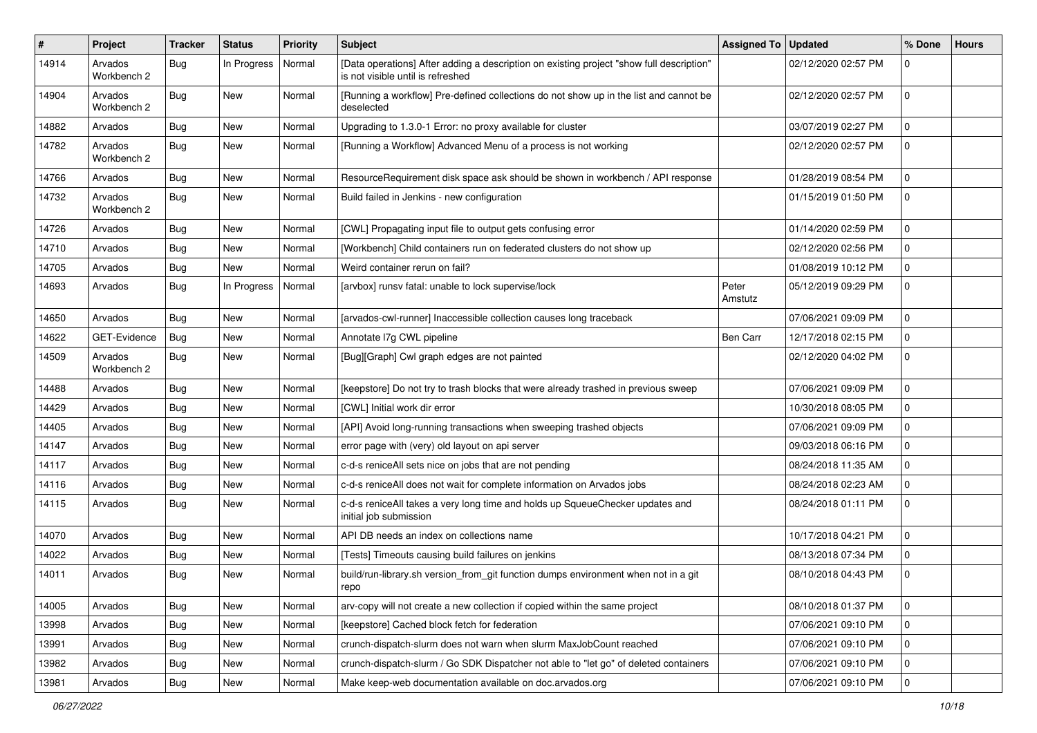| # | Project | Tracker | Status | Priority | Subject | Assigned To | Updated | % Done | Hours |
|---|---|---|---|---|---|---|---|---|---|
| 14914 | Arvados Workbench 2 | Bug | In Progress | Normal | [Data operations] After adding a description on existing project "show full description" is not visible until is refreshed | | 02/12/2020 02:57 PM | 0 | |
| 14904 | Arvados Workbench 2 | Bug | New | Normal | [Running a workflow] Pre-defined collections do not show up in the list and cannot be deselected | | 02/12/2020 02:57 PM | 0 | |
| 14882 | Arvados | Bug | New | Normal | Upgrading to 1.3.0-1 Error: no proxy available for cluster | | 03/07/2019 02:27 PM | 0 | |
| 14782 | Arvados Workbench 2 | Bug | New | Normal | [Running a Workflow] Advanced Menu of a process is not working | | 02/12/2020 02:57 PM | 0 | |
| 14766 | Arvados | Bug | New | Normal | ResourceRequirement disk space ask should be shown in workbench / API response | | 01/28/2019 08:54 PM | 0 | |
| 14732 | Arvados Workbench 2 | Bug | New | Normal | Build failed in Jenkins - new configuration | | 01/15/2019 01:50 PM | 0 | |
| 14726 | Arvados | Bug | New | Normal | [CWL] Propagating input file to output gets confusing error | | 01/14/2020 02:59 PM | 0 | |
| 14710 | Arvados | Bug | New | Normal | [Workbench] Child containers run on federated clusters do not show up | | 02/12/2020 02:56 PM | 0 | |
| 14705 | Arvados | Bug | New | Normal | Weird container rerun on fail? | | 01/08/2019 10:12 PM | 0 | |
| 14693 | Arvados | Bug | In Progress | Normal | [arvbox] runsv fatal: unable to lock supervise/lock | Peter Amstutz | 05/12/2019 09:29 PM | 0 | |
| 14650 | Arvados | Bug | New | Normal | [arvados-cwl-runner] Inaccessible collection causes long traceback | | 07/06/2021 09:09 PM | 0 | |
| 14622 | GET-Evidence | Bug | New | Normal | Annotate l7g CWL pipeline | Ben Carr | 12/17/2018 02:15 PM | 0 | |
| 14509 | Arvados Workbench 2 | Bug | New | Normal | [Bug][Graph] Cwl graph edges are not painted | | 02/12/2020 04:02 PM | 0 | |
| 14488 | Arvados | Bug | New | Normal | [keepstore] Do not try to trash blocks that were already trashed in previous sweep | | 07/06/2021 09:09 PM | 0 | |
| 14429 | Arvados | Bug | New | Normal | [CWL] Initial work dir error | | 10/30/2018 08:05 PM | 0 | |
| 14405 | Arvados | Bug | New | Normal | [API] Avoid long-running transactions when sweeping trashed objects | | 07/06/2021 09:09 PM | 0 | |
| 14147 | Arvados | Bug | New | Normal | error page with (very) old layout on api server | | 09/03/2018 06:16 PM | 0 | |
| 14117 | Arvados | Bug | New | Normal | c-d-s reniceAll sets nice on jobs that are not pending | | 08/24/2018 11:35 AM | 0 | |
| 14116 | Arvados | Bug | New | Normal | c-d-s reniceAll does not wait for complete information on Arvados jobs | | 08/24/2018 02:23 AM | 0 | |
| 14115 | Arvados | Bug | New | Normal | c-d-s reniceAll takes a very long time and holds up SqueueChecker updates and initial job submission | | 08/24/2018 01:11 PM | 0 | |
| 14070 | Arvados | Bug | New | Normal | API DB needs an index on collections name | | 10/17/2018 04:21 PM | 0 | |
| 14022 | Arvados | Bug | New | Normal | [Tests] Timeouts causing build failures on jenkins | | 08/13/2018 07:34 PM | 0 | |
| 14011 | Arvados | Bug | New | Normal | build/run-library.sh version_from_git function dumps environment when not in a git repo | | 08/10/2018 04:43 PM | 0 | |
| 14005 | Arvados | Bug | New | Normal | arv-copy will not create a new collection if copied within the same project | | 08/10/2018 01:37 PM | 0 | |
| 13998 | Arvados | Bug | New | Normal | [keepstore] Cached block fetch for federation | | 07/06/2021 09:10 PM | 0 | |
| 13991 | Arvados | Bug | New | Normal | crunch-dispatch-slurm does not warn when slurm MaxJobCount reached | | 07/06/2021 09:10 PM | 0 | |
| 13982 | Arvados | Bug | New | Normal | crunch-dispatch-slurm / Go SDK Dispatcher not able to "let go" of deleted containers | | 07/06/2021 09:10 PM | 0 | |
| 13981 | Arvados | Bug | New | Normal | Make keep-web documentation available on doc.arvados.org | | 07/06/2021 09:10 PM | 0 | |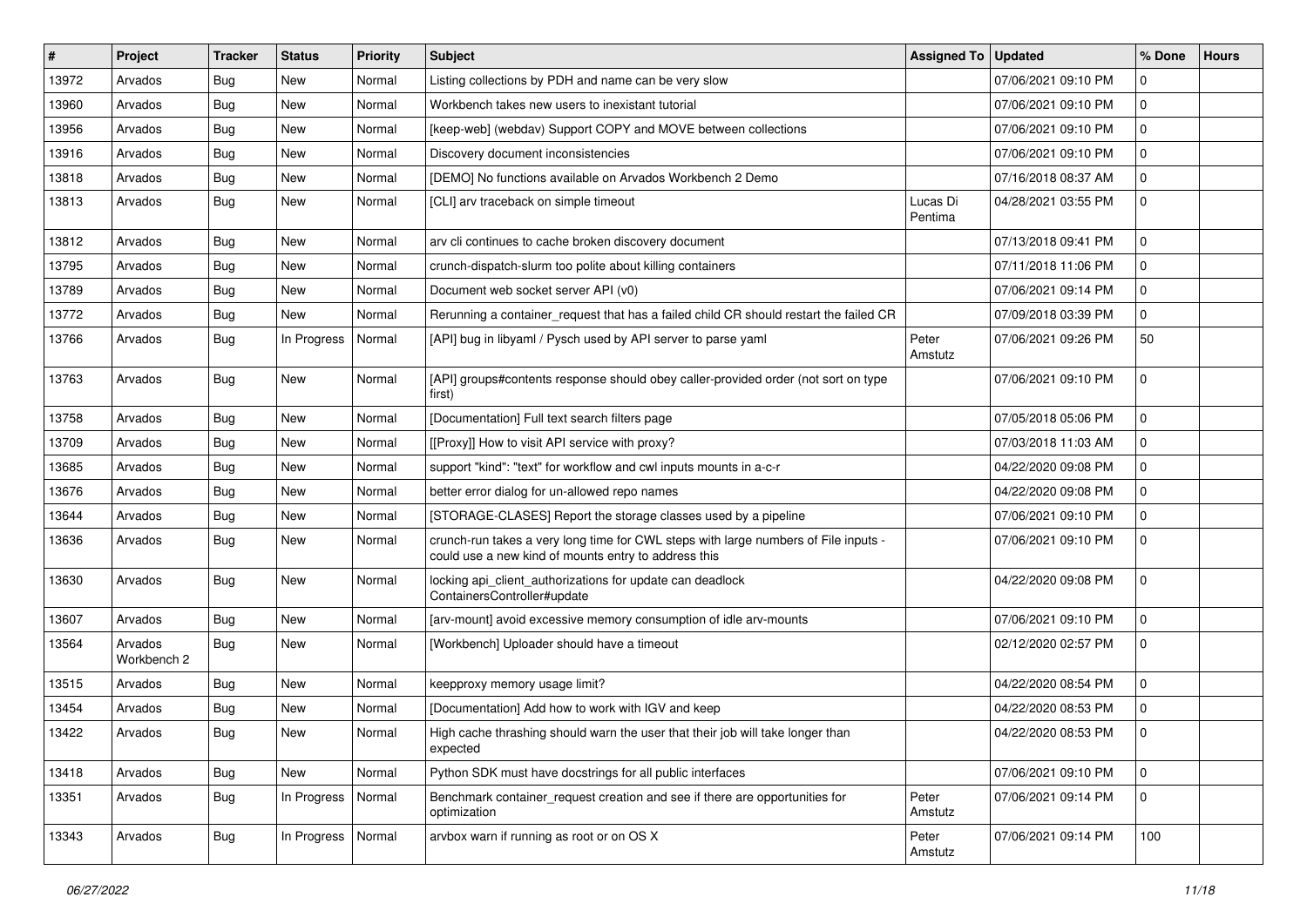| # | Project | Tracker | Status | Priority | Subject | Assigned To | Updated | % Done | Hours |
|---|---|---|---|---|---|---|---|---|---|
| 13972 | Arvados | Bug | New | Normal | Listing collections by PDH and name can be very slow | | 07/06/2021 09:10 PM | 0 | |
| 13960 | Arvados | Bug | New | Normal | Workbench takes new users to inexistant tutorial | | 07/06/2021 09:10 PM | 0 | |
| 13956 | Arvados | Bug | New | Normal | [keep-web] (webdav) Support COPY and MOVE between collections | | 07/06/2021 09:10 PM | 0 | |
| 13916 | Arvados | Bug | New | Normal | Discovery document inconsistencies | | 07/06/2021 09:10 PM | 0 | |
| 13818 | Arvados | Bug | New | Normal | [DEMO] No functions available on Arvados Workbench 2 Demo | | 07/16/2018 08:37 AM | 0 | |
| 13813 | Arvados | Bug | New | Normal | [CLI] arv traceback on simple timeout | Lucas Di Pentima | 04/28/2021 03:55 PM | 0 | |
| 13812 | Arvados | Bug | New | Normal | arv cli continues to cache broken discovery document | | 07/13/2018 09:41 PM | 0 | |
| 13795 | Arvados | Bug | New | Normal | crunch-dispatch-slurm too polite about killing containers | | 07/11/2018 11:06 PM | 0 | |
| 13789 | Arvados | Bug | New | Normal | Document web socket server API (v0) | | 07/06/2021 09:14 PM | 0 | |
| 13772 | Arvados | Bug | New | Normal | Rerunning a container_request that has a failed child CR should restart the failed CR | | 07/09/2018 03:39 PM | 0 | |
| 13766 | Arvados | Bug | In Progress | Normal | [API] bug in libyaml / Pysch used by API server to parse yaml | Peter Amstutz | 07/06/2021 09:26 PM | 50 | |
| 13763 | Arvados | Bug | New | Normal | [API] groups#contents response should obey caller-provided order (not sort on type first) | | 07/06/2021 09:10 PM | 0 | |
| 13758 | Arvados | Bug | New | Normal | [Documentation] Full text search filters page | | 07/05/2018 05:06 PM | 0 | |
| 13709 | Arvados | Bug | New | Normal | [[Proxy]] How to visit API service with proxy? | | 07/03/2018 11:03 AM | 0 | |
| 13685 | Arvados | Bug | New | Normal | support "kind": "text" for workflow and cwl inputs mounts in a-c-r | | 04/22/2020 09:08 PM | 0 | |
| 13676 | Arvados | Bug | New | Normal | better error dialog for un-allowed repo names | | 04/22/2020 09:08 PM | 0 | |
| 13644 | Arvados | Bug | New | Normal | [STORAGE-CLASES] Report the storage classes used by a pipeline | | 07/06/2021 09:10 PM | 0 | |
| 13636 | Arvados | Bug | New | Normal | crunch-run takes a very long time for CWL steps with large numbers of File inputs - could use a new kind of mounts entry to address this | | 07/06/2021 09:10 PM | 0 | |
| 13630 | Arvados | Bug | New | Normal | locking api_client_authorizations for update can deadlock ContainersController#update | | 04/22/2020 09:08 PM | 0 | |
| 13607 | Arvados | Bug | New | Normal | [arv-mount] avoid excessive memory consumption of idle arv-mounts | | 07/06/2021 09:10 PM | 0 | |
| 13564 | Arvados Workbench 2 | Bug | New | Normal | [Workbench] Uploader should have a timeout | | 02/12/2020 02:57 PM | 0 | |
| 13515 | Arvados | Bug | New | Normal | keepproxy memory usage limit? | | 04/22/2020 08:54 PM | 0 | |
| 13454 | Arvados | Bug | New | Normal | [Documentation] Add how to work with IGV and keep | | 04/22/2020 08:53 PM | 0 | |
| 13422 | Arvados | Bug | New | Normal | High cache thrashing should warn the user that their job will take longer than expected | | 04/22/2020 08:53 PM | 0 | |
| 13418 | Arvados | Bug | New | Normal | Python SDK must have docstrings for all public interfaces | | 07/06/2021 09:10 PM | 0 | |
| 13351 | Arvados | Bug | In Progress | Normal | Benchmark container_request creation and see if there are opportunities for optimization | Peter Amstutz | 07/06/2021 09:14 PM | 0 | |
| 13343 | Arvados | Bug | In Progress | Normal | arvbox warn if running as root or on OS X | Peter Amstutz | 07/06/2021 09:14 PM | 100 | |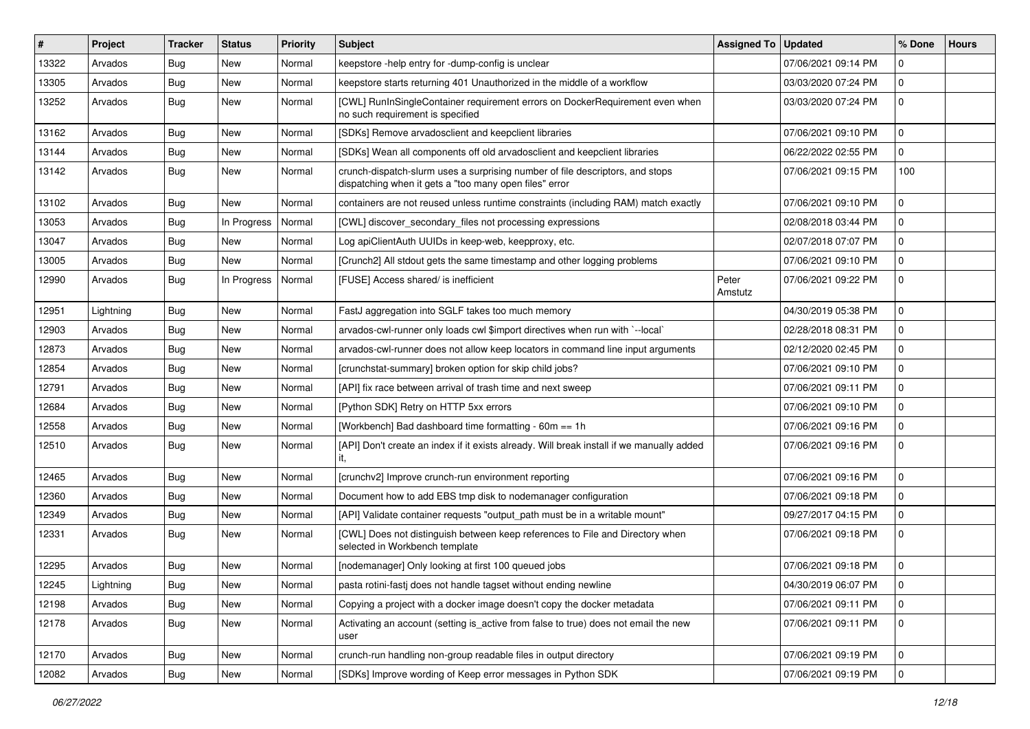| # | Project | Tracker | Status | Priority | Subject | Assigned To | Updated | % Done | Hours |
|---|---|---|---|---|---|---|---|---|---|
| 13322 | Arvados | Bug | New | Normal | keepstore -help entry for -dump-config is unclear | | 07/06/2021 09:14 PM | 0 | |
| 13305 | Arvados | Bug | New | Normal | keepstore starts returning 401 Unauthorized in the middle of a workflow | | 03/03/2020 07:24 PM | 0 | |
| 13252 | Arvados | Bug | New | Normal | [CWL] RunInSingleContainer requirement errors on DockerRequirement even when no such requirement is specified | | 03/03/2020 07:24 PM | 0 | |
| 13162 | Arvados | Bug | New | Normal | [SDKs] Remove arvadosclient and keepclient libraries | | 07/06/2021 09:10 PM | 0 | |
| 13144 | Arvados | Bug | New | Normal | [SDKs] Wean all components off old arvadosclient and keepclient libraries | | 06/22/2022 02:55 PM | 0 | |
| 13142 | Arvados | Bug | New | Normal | crunch-dispatch-slurm uses a surprising number of file descriptors, and stops dispatching when it gets a "too many open files" error | | 07/06/2021 09:15 PM | 100 | |
| 13102 | Arvados | Bug | New | Normal | containers are not reused unless runtime constraints (including RAM) match exactly | | 07/06/2021 09:10 PM | 0 | |
| 13053 | Arvados | Bug | In Progress | Normal | [CWL] discover_secondary_files not processing expressions | | 02/08/2018 03:44 PM | 0 | |
| 13047 | Arvados | Bug | New | Normal | Log apiClientAuth UUIDs in keep-web, keepproxy, etc. | | 02/07/2018 07:07 PM | 0 | |
| 13005 | Arvados | Bug | New | Normal | [Crunch2] All stdout gets the same timestamp and other logging problems | | 07/06/2021 09:10 PM | 0 | |
| 12990 | Arvados | Bug | In Progress | Normal | [FUSE] Access shared/ is inefficient | Peter Amstutz | 07/06/2021 09:22 PM | 0 | |
| 12951 | Lightning | Bug | New | Normal | FastJ aggregation into SGLF takes too much memory | | 04/30/2019 05:38 PM | 0 | |
| 12903 | Arvados | Bug | New | Normal | arvados-cwl-runner only loads cwl $import directives when run with `--local` | | 02/28/2018 08:31 PM | 0 | |
| 12873 | Arvados | Bug | New | Normal | arvados-cwl-runner does not allow keep locators in command line input arguments | | 02/12/2020 02:45 PM | 0 | |
| 12854 | Arvados | Bug | New | Normal | [crunchstat-summary] broken option for skip child jobs? | | 07/06/2021 09:10 PM | 0 | |
| 12791 | Arvados | Bug | New | Normal | [API] fix race between arrival of trash time and next sweep | | 07/06/2021 09:11 PM | 0 | |
| 12684 | Arvados | Bug | New | Normal | [Python SDK] Retry on HTTP 5xx errors | | 07/06/2021 09:10 PM | 0 | |
| 12558 | Arvados | Bug | New | Normal | [Workbench] Bad dashboard time formatting - 60m == 1h | | 07/06/2021 09:16 PM | 0 | |
| 12510 | Arvados | Bug | New | Normal | [API] Don't create an index if it exists already. Will break install if we manually added it, | | 07/06/2021 09:16 PM | 0 | |
| 12465 | Arvados | Bug | New | Normal | [crunchv2] Improve crunch-run environment reporting | | 07/06/2021 09:16 PM | 0 | |
| 12360 | Arvados | Bug | New | Normal | Document how to add EBS tmp disk to nodemanager configuration | | 07/06/2021 09:18 PM | 0 | |
| 12349 | Arvados | Bug | New | Normal | [API] Validate container requests "output_path must be in a writable mount" | | 09/27/2017 04:15 PM | 0 | |
| 12331 | Arvados | Bug | New | Normal | [CWL] Does not distinguish between keep references to File and Directory when selected in Workbench template | | 07/06/2021 09:18 PM | 0 | |
| 12295 | Arvados | Bug | New | Normal | [nodemanager] Only looking at first 100 queued jobs | | 07/06/2021 09:18 PM | 0 | |
| 12245 | Lightning | Bug | New | Normal | pasta rotini-fastj does not handle tagset without ending newline | | 04/30/2019 06:07 PM | 0 | |
| 12198 | Arvados | Bug | New | Normal | Copying a project with a docker image doesn't copy the docker metadata | | 07/06/2021 09:11 PM | 0 | |
| 12178 | Arvados | Bug | New | Normal | Activating an account (setting is_active from false to true) does not email the new user | | 07/06/2021 09:11 PM | 0 | |
| 12170 | Arvados | Bug | New | Normal | crunch-run handling non-group readable files in output directory | | 07/06/2021 09:19 PM | 0 | |
| 12082 | Arvados | Bug | New | Normal | [SDKs] Improve wording of Keep error messages in Python SDK | | 07/06/2021 09:19 PM | 0 | |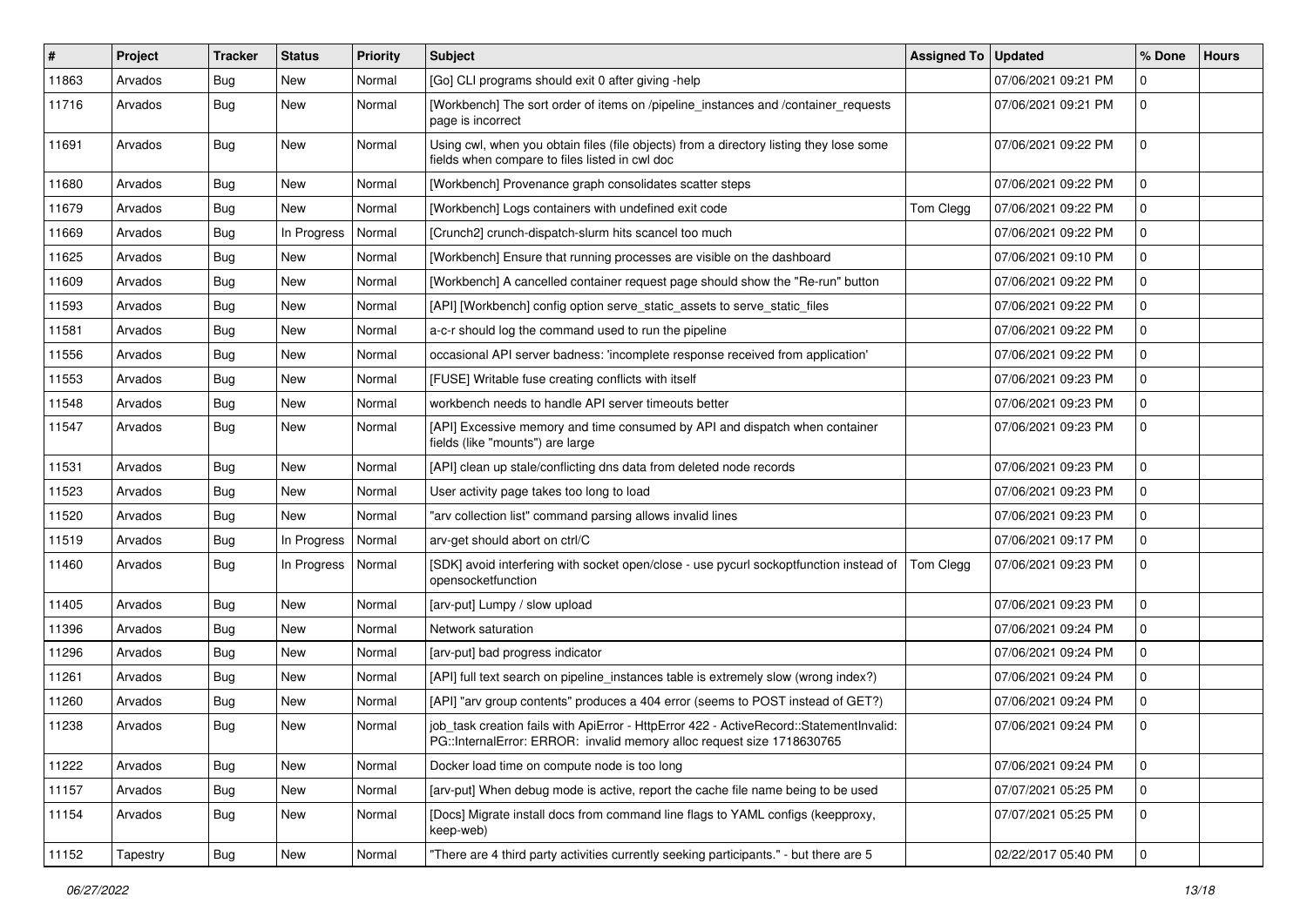| # | Project | Tracker | Status | Priority | Subject | Assigned To | Updated | % Done | Hours |
|---|---|---|---|---|---|---|---|---|---|
| 11863 | Arvados | Bug | New | Normal | [Go] CLI programs should exit 0 after giving -help | | 07/06/2021 09:21 PM | 0 | |
| 11716 | Arvados | Bug | New | Normal | [Workbench] The sort order of items on /pipeline_instances and /container_requests page is incorrect | | 07/06/2021 09:21 PM | 0 | |
| 11691 | Arvados | Bug | New | Normal | Using cwl, when you obtain files (file objects) from a directory listing they lose some fields when compare to files listed in cwl doc | | 07/06/2021 09:22 PM | 0 | |
| 11680 | Arvados | Bug | New | Normal | [Workbench] Provenance graph consolidates scatter steps | | 07/06/2021 09:22 PM | 0 | |
| 11679 | Arvados | Bug | New | Normal | [Workbench] Logs containers with undefined exit code | Tom Clegg | 07/06/2021 09:22 PM | 0 | |
| 11669 | Arvados | Bug | In Progress | Normal | [Crunch2] crunch-dispatch-slurm hits scancel too much | | 07/06/2021 09:22 PM | 0 | |
| 11625 | Arvados | Bug | New | Normal | [Workbench] Ensure that running processes are visible on the dashboard | | 07/06/2021 09:10 PM | 0 | |
| 11609 | Arvados | Bug | New | Normal | [Workbench] A cancelled container request page should show the "Re-run" button | | 07/06/2021 09:22 PM | 0 | |
| 11593 | Arvados | Bug | New | Normal | [API] [Workbench] config option serve_static_assets to serve_static_files | | 07/06/2021 09:22 PM | 0 | |
| 11581 | Arvados | Bug | New | Normal | a-c-r should log the command used to run the pipeline | | 07/06/2021 09:22 PM | 0 | |
| 11556 | Arvados | Bug | New | Normal | occasional API server badness: 'incomplete response received from application' | | 07/06/2021 09:22 PM | 0 | |
| 11553 | Arvados | Bug | New | Normal | [FUSE] Writable fuse creating conflicts with itself | | 07/06/2021 09:23 PM | 0 | |
| 11548 | Arvados | Bug | New | Normal | workbench needs to handle API server timeouts better | | 07/06/2021 09:23 PM | 0 | |
| 11547 | Arvados | Bug | New | Normal | [API] Excessive memory and time consumed by API and dispatch when container fields (like "mounts") are large | | 07/06/2021 09:23 PM | 0 | |
| 11531 | Arvados | Bug | New | Normal | [API] clean up stale/conflicting dns data from deleted node records | | 07/06/2021 09:23 PM | 0 | |
| 11523 | Arvados | Bug | New | Normal | User activity page takes too long to load | | 07/06/2021 09:23 PM | 0 | |
| 11520 | Arvados | Bug | New | Normal | "arv collection list" command parsing allows invalid lines | | 07/06/2021 09:23 PM | 0 | |
| 11519 | Arvados | Bug | In Progress | Normal | arv-get should abort on ctrl/C | | 07/06/2021 09:17 PM | 0 | |
| 11460 | Arvados | Bug | In Progress | Normal | [SDK] avoid interfering with socket open/close - use pycurl sockoptfunction instead of opensocketfunction | Tom Clegg | 07/06/2021 09:23 PM | 0 | |
| 11405 | Arvados | Bug | New | Normal | [arv-put] Lumpy / slow upload | | 07/06/2021 09:23 PM | 0 | |
| 11396 | Arvados | Bug | New | Normal | Network saturation | | 07/06/2021 09:24 PM | 0 | |
| 11296 | Arvados | Bug | New | Normal | [arv-put] bad progress indicator | | 07/06/2021 09:24 PM | 0 | |
| 11261 | Arvados | Bug | New | Normal | [API] full text search on pipeline_instances table is extremely slow (wrong index?) | | 07/06/2021 09:24 PM | 0 | |
| 11260 | Arvados | Bug | New | Normal | [API] "arv group contents" produces a 404 error (seems to POST instead of GET?) | | 07/06/2021 09:24 PM | 0 | |
| 11238 | Arvados | Bug | New | Normal | job_task creation fails with ApiError - HttpError 422 - ActiveRecord::StatementInvalid: PG::InternalError: ERROR: invalid memory alloc request size 1718630765 | | 07/06/2021 09:24 PM | 0 | |
| 11222 | Arvados | Bug | New | Normal | Docker load time on compute node is too long | | 07/06/2021 09:24 PM | 0 | |
| 11157 | Arvados | Bug | New | Normal | [arv-put] When debug mode is active, report the cache file name being to be used | | 07/07/2021 05:25 PM | 0 | |
| 11154 | Arvados | Bug | New | Normal | [Docs] Migrate install docs from command line flags to YAML configs (keepproxy, keep-web) | | 07/07/2021 05:25 PM | 0 | |
| 11152 | Tapestry | Bug | New | Normal | "There are 4 third party activities currently seeking participants." - but there are 5 | | 02/22/2017 05:40 PM | 0 | |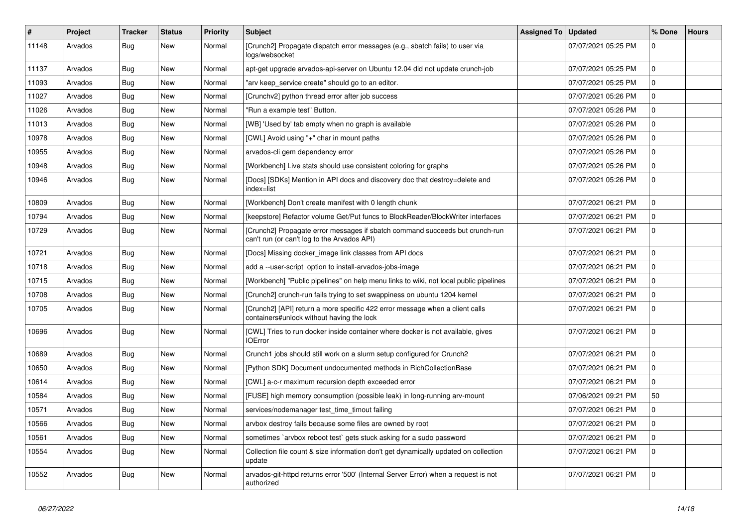| # | Project | Tracker | Status | Priority | Subject | Assigned To | Updated | % Done | Hours |
|---|---|---|---|---|---|---|---|---|---|
| 11148 | Arvados | Bug | New | Normal | [Crunch2] Propagate dispatch error messages (e.g., sbatch fails) to user via logs/websocket | | 07/07/2021 05:25 PM | 0 | |
| 11137 | Arvados | Bug | New | Normal | apt-get upgrade arvados-api-server on Ubuntu 12.04 did not update crunch-job | | 07/07/2021 05:25 PM | 0 | |
| 11093 | Arvados | Bug | New | Normal | "arv keep_service create" should go to an editor. | | 07/07/2021 05:25 PM | 0 | |
| 11027 | Arvados | Bug | New | Normal | [Crunchv2] python thread error after job success | | 07/07/2021 05:26 PM | 0 | |
| 11026 | Arvados | Bug | New | Normal | "Run a example test" Button. | | 07/07/2021 05:26 PM | 0 | |
| 11013 | Arvados | Bug | New | Normal | [WB] 'Used by' tab empty when no graph is available | | 07/07/2021 05:26 PM | 0 | |
| 10978 | Arvados | Bug | New | Normal | [CWL] Avoid using "+" char in mount paths | | 07/07/2021 05:26 PM | 0 | |
| 10955 | Arvados | Bug | New | Normal | arvados-cli gem dependency error | | 07/07/2021 05:26 PM | 0 | |
| 10948 | Arvados | Bug | New | Normal | [Workbench] Live stats should use consistent coloring for graphs | | 07/07/2021 05:26 PM | 0 | |
| 10946 | Arvados | Bug | New | Normal | [Docs] [SDKs] Mention in API docs and discovery doc that destroy=delete and index=list | | 07/07/2021 05:26 PM | 0 | |
| 10809 | Arvados | Bug | New | Normal | [Workbench] Don't create manifest with 0 length chunk | | 07/07/2021 06:21 PM | 0 | |
| 10794 | Arvados | Bug | New | Normal | [keepstore] Refactor volume Get/Put funcs to BlockReader/BlockWriter interfaces | | 07/07/2021 06:21 PM | 0 | |
| 10729 | Arvados | Bug | New | Normal | [Crunch2] Propagate error messages if sbatch command succeeds but crunch-run can't run (or can't log to the Arvados API) | | 07/07/2021 06:21 PM | 0 | |
| 10721 | Arvados | Bug | New | Normal | [Docs] Missing docker_image link classes from API docs | | 07/07/2021 06:21 PM | 0 | |
| 10718 | Arvados | Bug | New | Normal | add a --user-script option to install-arvados-jobs-image | | 07/07/2021 06:21 PM | 0 | |
| 10715 | Arvados | Bug | New | Normal | [Workbench] "Public pipelines" on help menu links to wiki, not local public pipelines | | 07/07/2021 06:21 PM | 0 | |
| 10708 | Arvados | Bug | New | Normal | [Crunch2] crunch-run fails trying to set swappiness on ubuntu 1204 kernel | | 07/07/2021 06:21 PM | 0 | |
| 10705 | Arvados | Bug | New | Normal | [Crunch2] [API] return a more specific 422 error message when a client calls containers#unlock without having the lock | | 07/07/2021 06:21 PM | 0 | |
| 10696 | Arvados | Bug | New | Normal | [CWL] Tries to run docker inside container where docker is not available, gives IOError | | 07/07/2021 06:21 PM | 0 | |
| 10689 | Arvados | Bug | New | Normal | Crunch1 jobs should still work on a slurm setup configured for Crunch2 | | 07/07/2021 06:21 PM | 0 | |
| 10650 | Arvados | Bug | New | Normal | [Python SDK] Document undocumented methods in RichCollectionBase | | 07/07/2021 06:21 PM | 0 | |
| 10614 | Arvados | Bug | New | Normal | [CWL] a-c-r maximum recursion depth exceeded error | | 07/07/2021 06:21 PM | 0 | |
| 10584 | Arvados | Bug | New | Normal | [FUSE] high memory consumption (possible leak) in long-running arv-mount | | 07/06/2021 09:21 PM | 50 | |
| 10571 | Arvados | Bug | New | Normal | services/nodemanager test_time_timout failing | | 07/07/2021 06:21 PM | 0 | |
| 10566 | Arvados | Bug | New | Normal | arvbox destroy fails because some files are owned by root | | 07/07/2021 06:21 PM | 0 | |
| 10561 | Arvados | Bug | New | Normal | sometimes `arvbox reboot test` gets stuck asking for a sudo password | | 07/07/2021 06:21 PM | 0 | |
| 10554 | Arvados | Bug | New | Normal | Collection file count & size information don't get dynamically updated on collection update | | 07/07/2021 06:21 PM | 0 | |
| 10552 | Arvados | Bug | New | Normal | arvados-git-httpd returns error '500' (Internal Server Error) when a request is not authorized | | 07/07/2021 06:21 PM | 0 | |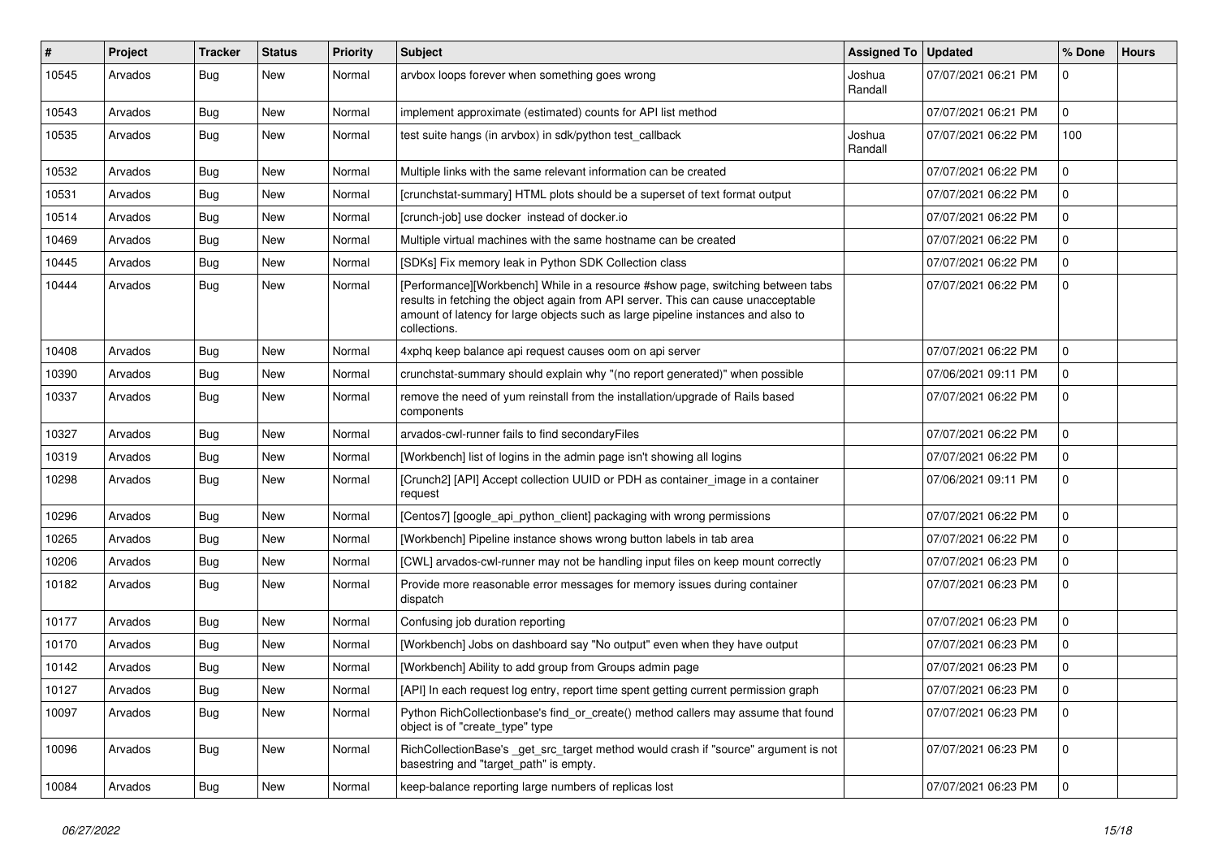| # | Project | Tracker | Status | Priority | Subject | Assigned To | Updated | % Done | Hours |
|---|---|---|---|---|---|---|---|---|---|
| 10545 | Arvados | Bug | New | Normal | arvbox loops forever when something goes wrong | Joshua Randall | 07/07/2021 06:21 PM | 0 | |
| 10543 | Arvados | Bug | New | Normal | implement approximate (estimated) counts for API list method | | 07/07/2021 06:21 PM | 0 | |
| 10535 | Arvados | Bug | New | Normal | test suite hangs (in arvbox) in sdk/python test_callback | Joshua Randall | 07/07/2021 06:22 PM | 100 | |
| 10532 | Arvados | Bug | New | Normal | Multiple links with the same relevant information can be created | | 07/07/2021 06:22 PM | 0 | |
| 10531 | Arvados | Bug | New | Normal | [crunchstat-summary] HTML plots should be a superset of text format output | | 07/07/2021 06:22 PM | 0 | |
| 10514 | Arvados | Bug | New | Normal | [crunch-job] use docker instead of docker.io | | 07/07/2021 06:22 PM | 0 | |
| 10469 | Arvados | Bug | New | Normal | Multiple virtual machines with the same hostname can be created | | 07/07/2021 06:22 PM | 0 | |
| 10445 | Arvados | Bug | New | Normal | [SDKs] Fix memory leak in Python SDK Collection class | | 07/07/2021 06:22 PM | 0 | |
| 10444 | Arvados | Bug | New | Normal | [Performance][Workbench] While in a resource #show page, switching between tabs results in fetching the object again from API server. This can cause unacceptable amount of latency for large objects such as large pipeline instances and also to collections. | | 07/07/2021 06:22 PM | 0 | |
| 10408 | Arvados | Bug | New | Normal | 4xphq keep balance api request causes oom on api server | | 07/07/2021 06:22 PM | 0 | |
| 10390 | Arvados | Bug | New | Normal | crunchstat-summary should explain why "(no report generated)" when possible | | 07/06/2021 09:11 PM | 0 | |
| 10337 | Arvados | Bug | New | Normal | remove the need of yum reinstall from the installation/upgrade of Rails based components | | 07/07/2021 06:22 PM | 0 | |
| 10327 | Arvados | Bug | New | Normal | arvados-cwl-runner fails to find secondaryFiles | | 07/07/2021 06:22 PM | 0 | |
| 10319 | Arvados | Bug | New | Normal | [Workbench] list of logins in the admin page isn't showing all logins | | 07/07/2021 06:22 PM | 0 | |
| 10298 | Arvados | Bug | New | Normal | [Crunch2] [API] Accept collection UUID or PDH as container_image in a container request | | 07/06/2021 09:11 PM | 0 | |
| 10296 | Arvados | Bug | New | Normal | [Centos7] [google_api_python_client] packaging with wrong permissions | | 07/07/2021 06:22 PM | 0 | |
| 10265 | Arvados | Bug | New | Normal | [Workbench] Pipeline instance shows wrong button labels in tab area | | 07/07/2021 06:22 PM | 0 | |
| 10206 | Arvados | Bug | New | Normal | [CWL] arvados-cwl-runner may not be handling input files on keep mount correctly | | 07/07/2021 06:23 PM | 0 | |
| 10182 | Arvados | Bug | New | Normal | Provide more reasonable error messages for memory issues during container dispatch | | 07/07/2021 06:23 PM | 0 | |
| 10177 | Arvados | Bug | New | Normal | Confusing job duration reporting | | 07/07/2021 06:23 PM | 0 | |
| 10170 | Arvados | Bug | New | Normal | [Workbench] Jobs on dashboard say "No output" even when they have output | | 07/07/2021 06:23 PM | 0 | |
| 10142 | Arvados | Bug | New | Normal | [Workbench] Ability to add group from Groups admin page | | 07/07/2021 06:23 PM | 0 | |
| 10127 | Arvados | Bug | New | Normal | [API] In each request log entry, report time spent getting current permission graph | | 07/07/2021 06:23 PM | 0 | |
| 10097 | Arvados | Bug | New | Normal | Python RichCollectionbase's find_or_create() method callers may assume that found object is of "create_type" type | | 07/07/2021 06:23 PM | 0 | |
| 10096 | Arvados | Bug | New | Normal | RichCollectionBase's _get_src_target method would crash if "source" argument is not basestring and "target_path" is empty. | | 07/07/2021 06:23 PM | 0 | |
| 10084 | Arvados | Bug | New | Normal | keep-balance reporting large numbers of replicas lost | | 07/07/2021 06:23 PM | 0 | |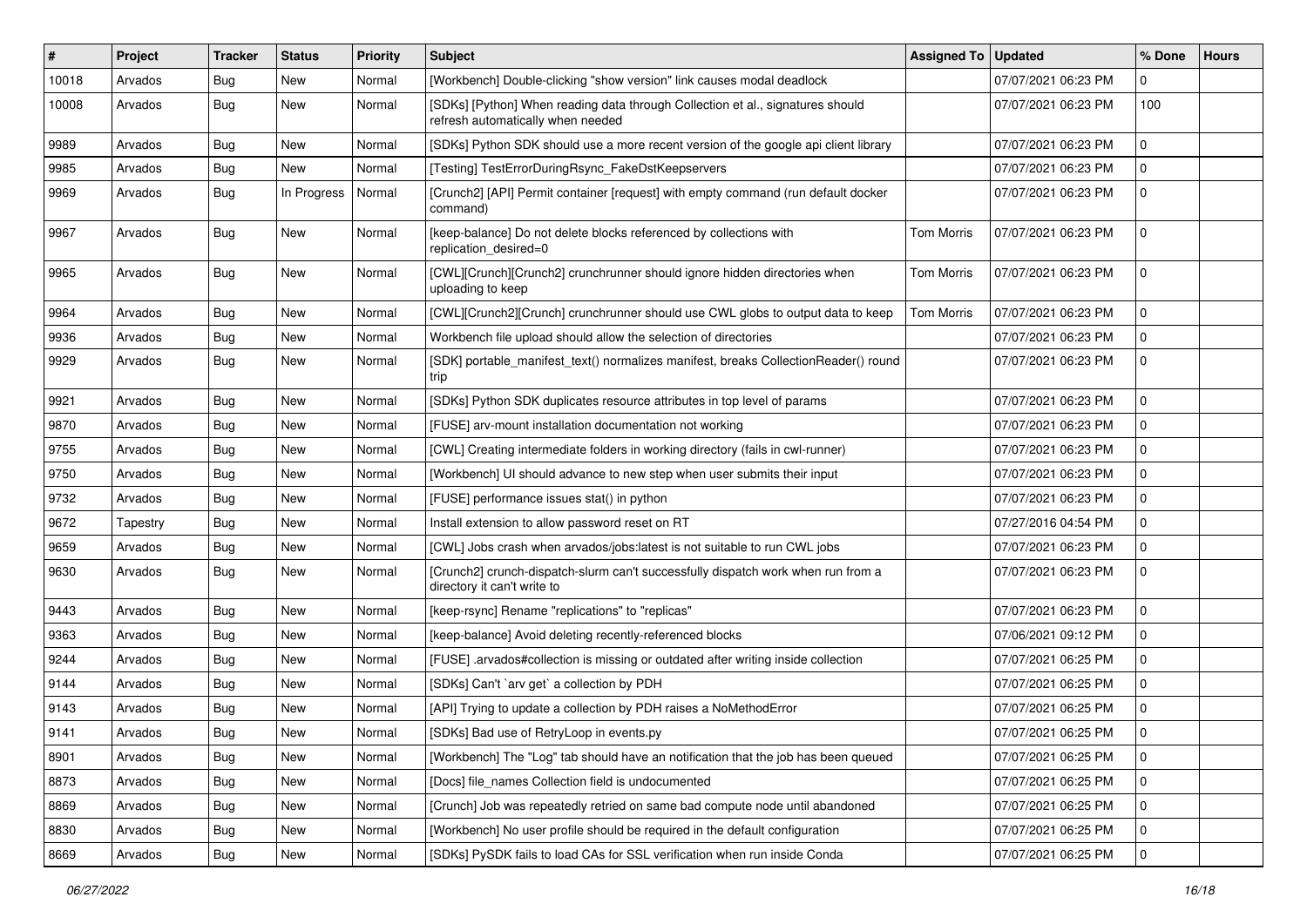| # | Project | Tracker | Status | Priority | Subject | Assigned To | Updated | % Done | Hours |
| --- | --- | --- | --- | --- | --- | --- | --- | --- | --- |
| 10018 | Arvados | Bug | New | Normal | [Workbench] Double-clicking "show version" link causes modal deadlock | | 07/07/2021 06:23 PM | 0 | |
| 10008 | Arvados | Bug | New | Normal | [SDKs] [Python] When reading data through Collection et al., signatures should refresh automatically when needed | | 07/07/2021 06:23 PM | 100 | |
| 9989 | Arvados | Bug | New | Normal | [SDKs] Python SDK should use a more recent version of the google api client library | | 07/07/2021 06:23 PM | 0 | |
| 9985 | Arvados | Bug | New | Normal | [Testing] TestErrorDuringRsync_FakeDstKeepservers | | 07/07/2021 06:23 PM | 0 | |
| 9969 | Arvados | Bug | In Progress | Normal | [Crunch2] [API] Permit container [request] with empty command (run default docker command) | | 07/07/2021 06:23 PM | 0 | |
| 9967 | Arvados | Bug | New | Normal | [keep-balance] Do not delete blocks referenced by collections with replication_desired=0 | Tom Morris | 07/07/2021 06:23 PM | 0 | |
| 9965 | Arvados | Bug | New | Normal | [CWL][Crunch][Crunch2] crunchrunner should ignore hidden directories when uploading to keep | Tom Morris | 07/07/2021 06:23 PM | 0 | |
| 9964 | Arvados | Bug | New | Normal | [CWL][Crunch2][Crunch] crunchrunner should use CWL globs to output data to keep | Tom Morris | 07/07/2021 06:23 PM | 0 | |
| 9936 | Arvados | Bug | New | Normal | Workbench file upload should allow the selection of directories | | 07/07/2021 06:23 PM | 0 | |
| 9929 | Arvados | Bug | New | Normal | [SDK] portable_manifest_text() normalizes manifest, breaks CollectionReader() round trip | | 07/07/2021 06:23 PM | 0 | |
| 9921 | Arvados | Bug | New | Normal | [SDKs] Python SDK duplicates resource attributes in top level of params | | 07/07/2021 06:23 PM | 0 | |
| 9870 | Arvados | Bug | New | Normal | [FUSE] arv-mount installation documentation not working | | 07/07/2021 06:23 PM | 0 | |
| 9755 | Arvados | Bug | New | Normal | [CWL] Creating intermediate folders in working directory (fails in cwl-runner) | | 07/07/2021 06:23 PM | 0 | |
| 9750 | Arvados | Bug | New | Normal | [Workbench] UI should advance to new step when user submits their input | | 07/07/2021 06:23 PM | 0 | |
| 9732 | Arvados | Bug | New | Normal | [FUSE] performance issues stat() in python | | 07/07/2021 06:23 PM | 0 | |
| 9672 | Tapestry | Bug | New | Normal | Install extension to allow password reset on RT | | 07/27/2016 04:54 PM | 0 | |
| 9659 | Arvados | Bug | New | Normal | [CWL] Jobs crash when arvados/jobs:latest is not suitable to run CWL jobs | | 07/07/2021 06:23 PM | 0 | |
| 9630 | Arvados | Bug | New | Normal | [Crunch2] crunch-dispatch-slurm can't successfully dispatch work when run from a directory it can't write to | | 07/07/2021 06:23 PM | 0 | |
| 9443 | Arvados | Bug | New | Normal | [keep-rsync] Rename "replications" to "replicas" | | 07/07/2021 06:23 PM | 0 | |
| 9363 | Arvados | Bug | New | Normal | [keep-balance] Avoid deleting recently-referenced blocks | | 07/06/2021 09:12 PM | 0 | |
| 9244 | Arvados | Bug | New | Normal | [FUSE] .arvados#collection is missing or outdated after writing inside collection | | 07/07/2021 06:25 PM | 0 | |
| 9144 | Arvados | Bug | New | Normal | [SDKs] Can't `arv get` a collection by PDH | | 07/07/2021 06:25 PM | 0 | |
| 9143 | Arvados | Bug | New | Normal | [API] Trying to update a collection by PDH raises a NoMethodError | | 07/07/2021 06:25 PM | 0 | |
| 9141 | Arvados | Bug | New | Normal | [SDKs] Bad use of RetryLoop in events.py | | 07/07/2021 06:25 PM | 0 | |
| 8901 | Arvados | Bug | New | Normal | [Workbench] The "Log" tab should have an notification that the job has been queued | | 07/07/2021 06:25 PM | 0 | |
| 8873 | Arvados | Bug | New | Normal | [Docs] file_names Collection field is undocumented | | 07/07/2021 06:25 PM | 0 | |
| 8869 | Arvados | Bug | New | Normal | [Crunch] Job was repeatedly retried on same bad compute node until abandoned | | 07/07/2021 06:25 PM | 0 | |
| 8830 | Arvados | Bug | New | Normal | [Workbench] No user profile should be required in the default configuration | | 07/07/2021 06:25 PM | 0 | |
| 8669 | Arvados | Bug | New | Normal | [SDKs] PySDK fails to load CAs for SSL verification when run inside Conda | | 07/07/2021 06:25 PM | 0 | |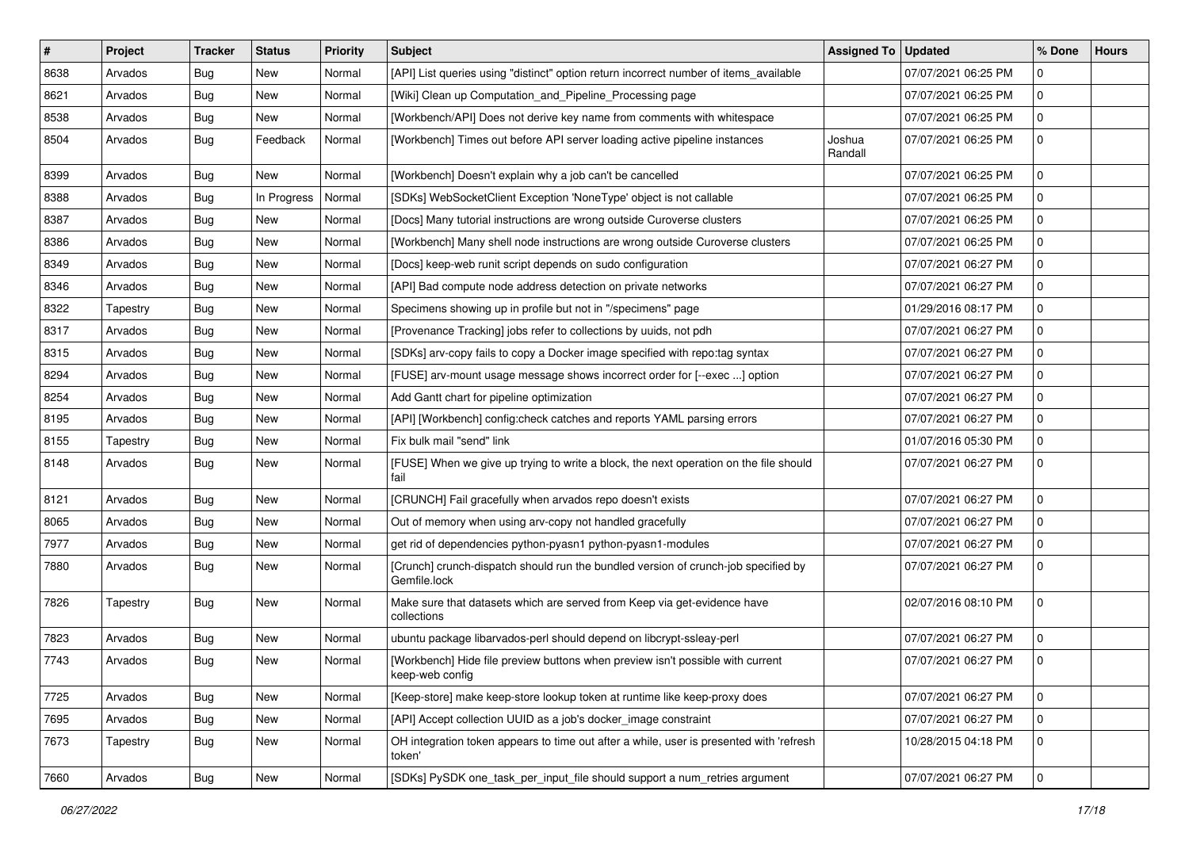| # | Project | Tracker | Status | Priority | Subject | Assigned To | Updated | % Done | Hours |
|---|---|---|---|---|---|---|---|---|---|
| 8638 | Arvados | Bug | New | Normal | [API] List queries using "distinct" option return incorrect number of items_available | | 07/07/2021 06:25 PM | 0 | |
| 8621 | Arvados | Bug | New | Normal | [Wiki] Clean up Computation_and_Pipeline_Processing page | | 07/07/2021 06:25 PM | 0 | |
| 8538 | Arvados | Bug | New | Normal | [Workbench/API] Does not derive key name from comments with whitespace | | 07/07/2021 06:25 PM | 0 | |
| 8504 | Arvados | Bug | Feedback | Normal | [Workbench] Times out before API server loading active pipeline instances | Joshua Randall | 07/07/2021 06:25 PM | 0 | |
| 8399 | Arvados | Bug | New | Normal | [Workbench] Doesn't explain why a job can't be cancelled | | 07/07/2021 06:25 PM | 0 | |
| 8388 | Arvados | Bug | In Progress | Normal | [SDKs] WebSocketClient Exception 'NoneType' object is not callable | | 07/07/2021 06:25 PM | 0 | |
| 8387 | Arvados | Bug | New | Normal | [Docs] Many tutorial instructions are wrong outside Curoverse clusters | | 07/07/2021 06:25 PM | 0 | |
| 8386 | Arvados | Bug | New | Normal | [Workbench] Many shell node instructions are wrong outside Curoverse clusters | | 07/07/2021 06:25 PM | 0 | |
| 8349 | Arvados | Bug | New | Normal | [Docs] keep-web runit script depends on sudo configuration | | 07/07/2021 06:27 PM | 0 | |
| 8346 | Arvados | Bug | New | Normal | [API] Bad compute node address detection on private networks | | 07/07/2021 06:27 PM | 0 | |
| 8322 | Tapestry | Bug | New | Normal | Specimens showing up in profile but not in "/specimens" page | | 01/29/2016 08:17 PM | 0 | |
| 8317 | Arvados | Bug | New | Normal | [Provenance Tracking] jobs refer to collections by uuids, not pdh | | 07/07/2021 06:27 PM | 0 | |
| 8315 | Arvados | Bug | New | Normal | [SDKs] arv-copy fails to copy a Docker image specified with repo:tag syntax | | 07/07/2021 06:27 PM | 0 | |
| 8294 | Arvados | Bug | New | Normal | [FUSE] arv-mount usage message shows incorrect order for [--exec ...] option | | 07/07/2021 06:27 PM | 0 | |
| 8254 | Arvados | Bug | New | Normal | Add Gantt chart for pipeline optimization | | 07/07/2021 06:27 PM | 0 | |
| 8195 | Arvados | Bug | New | Normal | [API] [Workbench] config:check catches and reports YAML parsing errors | | 07/07/2021 06:27 PM | 0 | |
| 8155 | Tapestry | Bug | New | Normal | Fix bulk mail "send" link | | 01/07/2016 05:30 PM | 0 | |
| 8148 | Arvados | Bug | New | Normal | [FUSE] When we give up trying to write a block, the next operation on the file should fail | | 07/07/2021 06:27 PM | 0 | |
| 8121 | Arvados | Bug | New | Normal | [CRUNCH] Fail gracefully when arvados repo doesn't exists | | 07/07/2021 06:27 PM | 0 | |
| 8065 | Arvados | Bug | New | Normal | Out of memory when using arv-copy not handled gracefully | | 07/07/2021 06:27 PM | 0 | |
| 7977 | Arvados | Bug | New | Normal | get rid of dependencies python-pyasn1 python-pyasn1-modules | | 07/07/2021 06:27 PM | 0 | |
| 7880 | Arvados | Bug | New | Normal | [Crunch] crunch-dispatch should run the bundled version of crunch-job specified by Gemfile.lock | | 07/07/2021 06:27 PM | 0 | |
| 7826 | Tapestry | Bug | New | Normal | Make sure that datasets which are served from Keep via get-evidence have collections | | 02/07/2016 08:10 PM | 0 | |
| 7823 | Arvados | Bug | New | Normal | ubuntu package libarvados-perl should depend on libcrypt-ssleay-perl | | 07/07/2021 06:27 PM | 0 | |
| 7743 | Arvados | Bug | New | Normal | [Workbench] Hide file preview buttons when preview isn't possible with current keep-web config | | 07/07/2021 06:27 PM | 0 | |
| 7725 | Arvados | Bug | New | Normal | [Keep-store] make keep-store lookup token at runtime like keep-proxy does | | 07/07/2021 06:27 PM | 0 | |
| 7695 | Arvados | Bug | New | Normal | [API] Accept collection UUID as a job's docker_image constraint | | 07/07/2021 06:27 PM | 0 | |
| 7673 | Tapestry | Bug | New | Normal | OH integration token appears to time out after a while, user is presented with 'refresh token' | | 10/28/2015 04:18 PM | 0 | |
| 7660 | Arvados | Bug | New | Normal | [SDKs] PySDK one_task_per_input_file should support a num_retries argument | | 07/07/2021 06:27 PM | 0 | |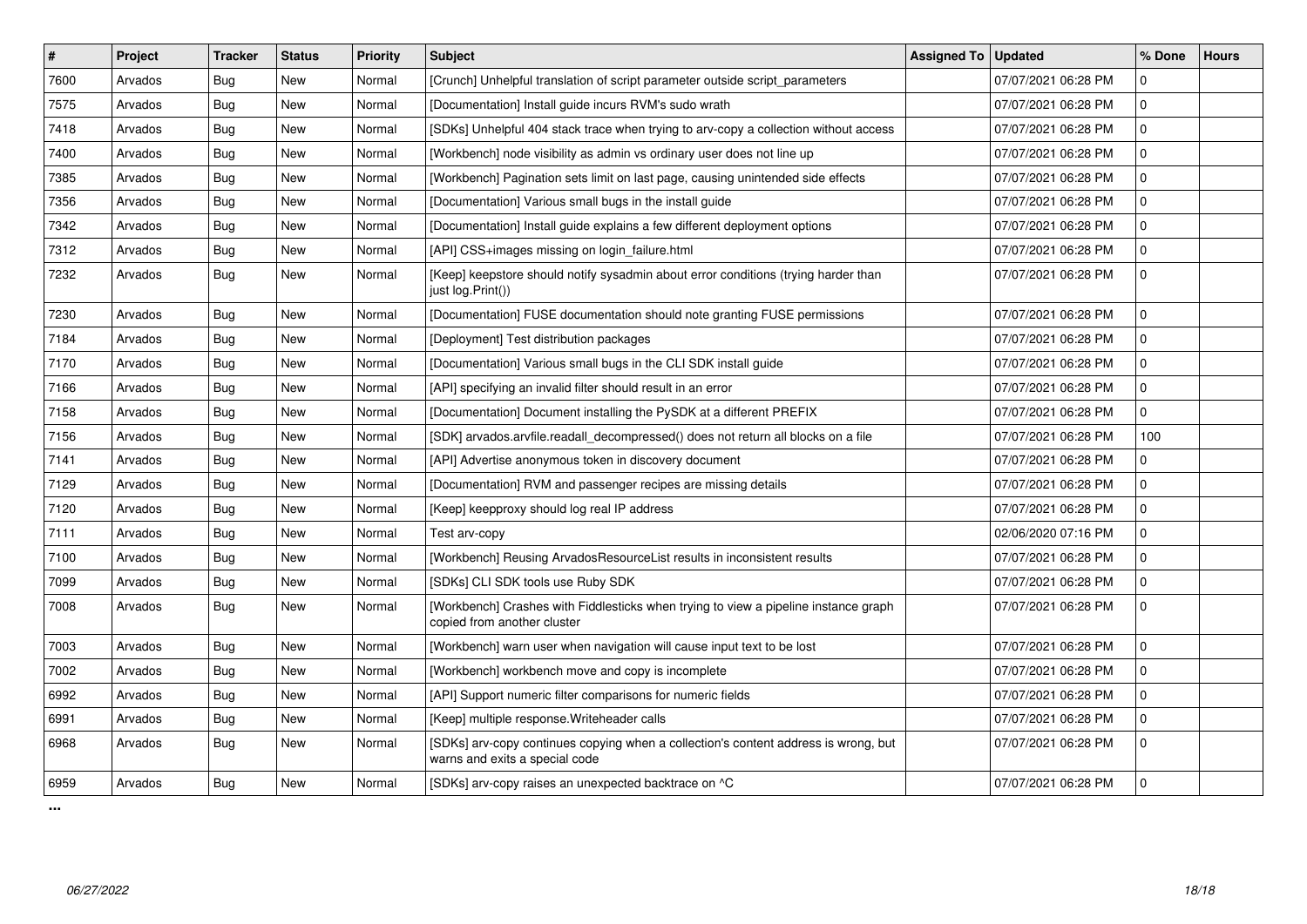| # | Project | Tracker | Status | Priority | Subject | Assigned To | Updated | % Done | Hours |
|---|---|---|---|---|---|---|---|---|---|
| 7600 | Arvados | Bug | New | Normal | [Crunch] Unhelpful translation of script parameter outside script_parameters | | 07/07/2021 06:28 PM | 0 | |
| 7575 | Arvados | Bug | New | Normal | [Documentation] Install guide incurs RVM's sudo wrath | | 07/07/2021 06:28 PM | 0 | |
| 7418 | Arvados | Bug | New | Normal | [SDKs] Unhelpful 404 stack trace when trying to arv-copy a collection without access | | 07/07/2021 06:28 PM | 0 | |
| 7400 | Arvados | Bug | New | Normal | [Workbench] node visibility as admin vs ordinary user does not line up | | 07/07/2021 06:28 PM | 0 | |
| 7385 | Arvados | Bug | New | Normal | [Workbench] Pagination sets limit on last page, causing unintended side effects | | 07/07/2021 06:28 PM | 0 | |
| 7356 | Arvados | Bug | New | Normal | [Documentation] Various small bugs in the install guide | | 07/07/2021 06:28 PM | 0 | |
| 7342 | Arvados | Bug | New | Normal | [Documentation] Install guide explains a few different deployment options | | 07/07/2021 06:28 PM | 0 | |
| 7312 | Arvados | Bug | New | Normal | [API] CSS+images missing on login_failure.html | | 07/07/2021 06:28 PM | 0 | |
| 7232 | Arvados | Bug | New | Normal | [Keep] keepstore should notify sysadmin about error conditions (trying harder than just log.Print()) | | 07/07/2021 06:28 PM | 0 | |
| 7230 | Arvados | Bug | New | Normal | [Documentation] FUSE documentation should note granting FUSE permissions | | 07/07/2021 06:28 PM | 0 | |
| 7184 | Arvados | Bug | New | Normal | [Deployment] Test distribution packages | | 07/07/2021 06:28 PM | 0 | |
| 7170 | Arvados | Bug | New | Normal | [Documentation] Various small bugs in the CLI SDK install guide | | 07/07/2021 06:28 PM | 0 | |
| 7166 | Arvados | Bug | New | Normal | [API] specifying an invalid filter should result in an error | | 07/07/2021 06:28 PM | 0 | |
| 7158 | Arvados | Bug | New | Normal | [Documentation] Document installing the PySDK at a different PREFIX | | 07/07/2021 06:28 PM | 0 | |
| 7156 | Arvados | Bug | New | Normal | [SDK] arvados.arvfile.readall_decompressed() does not return all blocks on a file | | 07/07/2021 06:28 PM | 100 | |
| 7141 | Arvados | Bug | New | Normal | [API] Advertise anonymous token in discovery document | | 07/07/2021 06:28 PM | 0 | |
| 7129 | Arvados | Bug | New | Normal | [Documentation] RVM and passenger recipes are missing details | | 07/07/2021 06:28 PM | 0 | |
| 7120 | Arvados | Bug | New | Normal | [Keep] keepproxy should log real IP address | | 07/07/2021 06:28 PM | 0 | |
| 7111 | Arvados | Bug | New | Normal | Test arv-copy | | 02/06/2020 07:16 PM | 0 | |
| 7100 | Arvados | Bug | New | Normal | [Workbench] Reusing ArvadosResourceList results in inconsistent results | | 07/07/2021 06:28 PM | 0 | |
| 7099 | Arvados | Bug | New | Normal | [SDKs] CLI SDK tools use Ruby SDK | | 07/07/2021 06:28 PM | 0 | |
| 7008 | Arvados | Bug | New | Normal | [Workbench] Crashes with Fiddlesticks when trying to view a pipeline instance graph copied from another cluster | | 07/07/2021 06:28 PM | 0 | |
| 7003 | Arvados | Bug | New | Normal | [Workbench] warn user when navigation will cause input text to be lost | | 07/07/2021 06:28 PM | 0 | |
| 7002 | Arvados | Bug | New | Normal | [Workbench] workbench move and copy is incomplete | | 07/07/2021 06:28 PM | 0 | |
| 6992 | Arvados | Bug | New | Normal | [API] Support numeric filter comparisons for numeric fields | | 07/07/2021 06:28 PM | 0 | |
| 6991 | Arvados | Bug | New | Normal | [Keep] multiple response.Writeheader calls | | 07/07/2021 06:28 PM | 0 | |
| 6968 | Arvados | Bug | New | Normal | [SDKs] arv-copy continues copying when a collection's content address is wrong, but warns and exits a special code | | 07/07/2021 06:28 PM | 0 | |
| 6959 | Arvados | Bug | New | Normal | [SDKs] arv-copy raises an unexpected backtrace on ^C | | 07/07/2021 06:28 PM | 0 | |

...